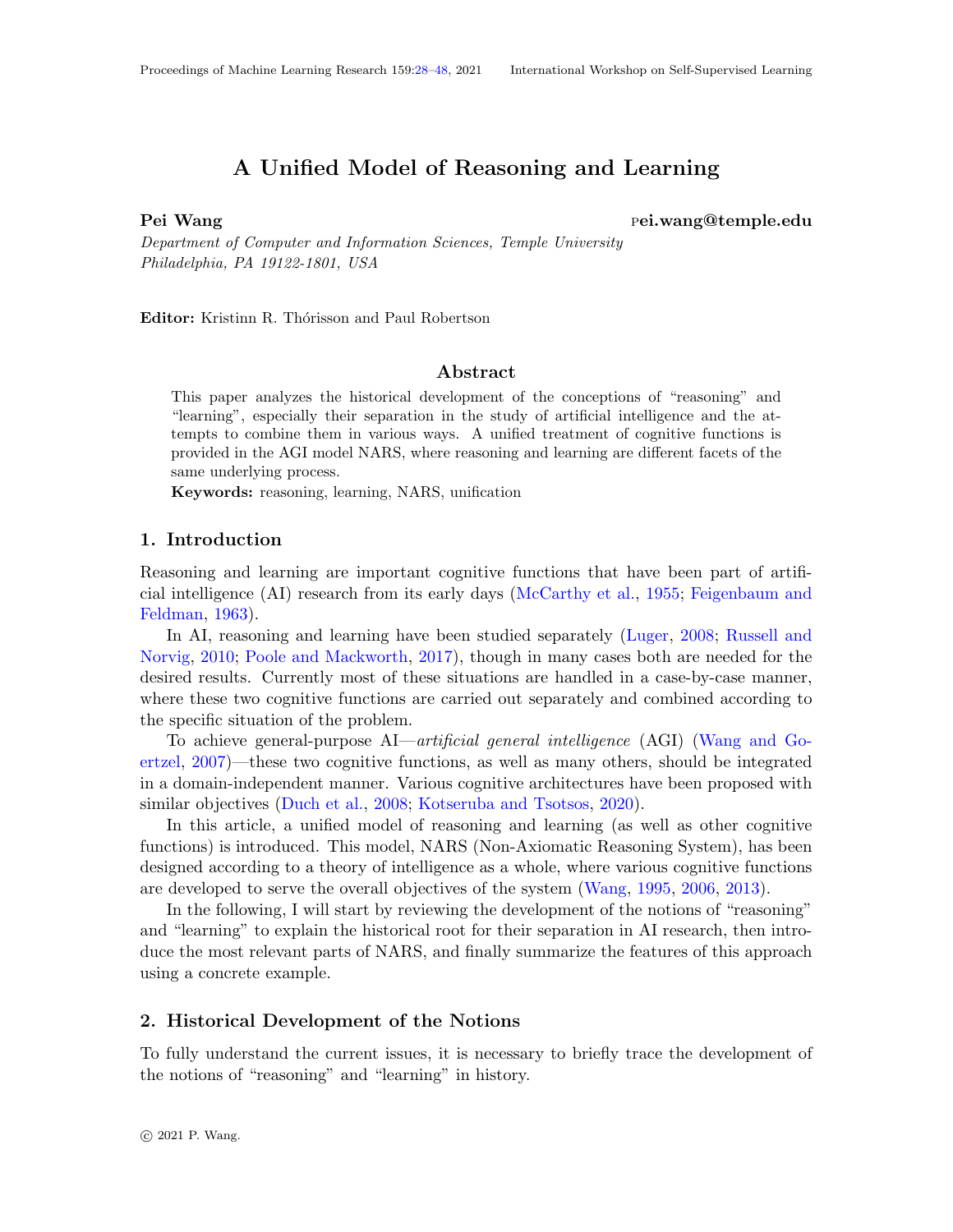# A Unified Model of Reasoning and Learning

**Pei Wang** pei.wang@temple.edu

*Department of Computer and Information Sciences, Temple University*
*Philadelphia, PA 19122-1801, USA*

**Editor:** Kristinn R. Thórisson and Paul Robertson

## Abstract

This paper analyzes the historical development of the conceptions of "reasoning" and "learning", especially their separation in the study of artificial intelligence and the attempts to combine them in various ways. A unified treatment of cognitive functions is provided in the AGI model NARS, where reasoning and learning are different facets of the same underlying process.

**Keywords:** reasoning, learning, NARS, unification

## 1. Introduction

Reasoning and learning are important cognitive functions that have been part of artificial intelligence (AI) research from its early days (McCarthy et al., 1955; Feigenbaum and Feldman, 1963).

In AI, reasoning and learning have been studied separately (Luger, 2008; Russell and Norvig, 2010; Poole and Mackworth, 2017), though in many cases both are needed for the desired results. Currently most of these situations are handled in a case-by-case manner, where these two cognitive functions are carried out separately and combined according to the specific situation of the problem.

To achieve general-purpose AI—*artificial general intelligence* (AGI) (Wang and Goertzel, 2007)—these two cognitive functions, as well as many others, should be integrated in a domain-independent manner. Various cognitive architectures have been proposed with similar objectives (Duch et al., 2008; Kotseruba and Tsotsos, 2020).

In this article, a unified model of reasoning and learning (as well as other cognitive functions) is introduced. This model, NARS (Non-Axiomatic Reasoning System), has been designed according to a theory of intelligence as a whole, where various cognitive functions are developed to serve the overall objectives of the system (Wang, 1995, 2006, 2013).

In the following, I will start by reviewing the development of the notions of "reasoning" and "learning" to explain the historical root for their separation in AI research, then introduce the most relevant parts of NARS, and finally summarize the features of this approach using a concrete example.

## 2. Historical Development of the Notions

To fully understand the current issues, it is necessary to briefly trace the development of the notions of "reasoning" and "learning" in history.

© 2021 P. Wang.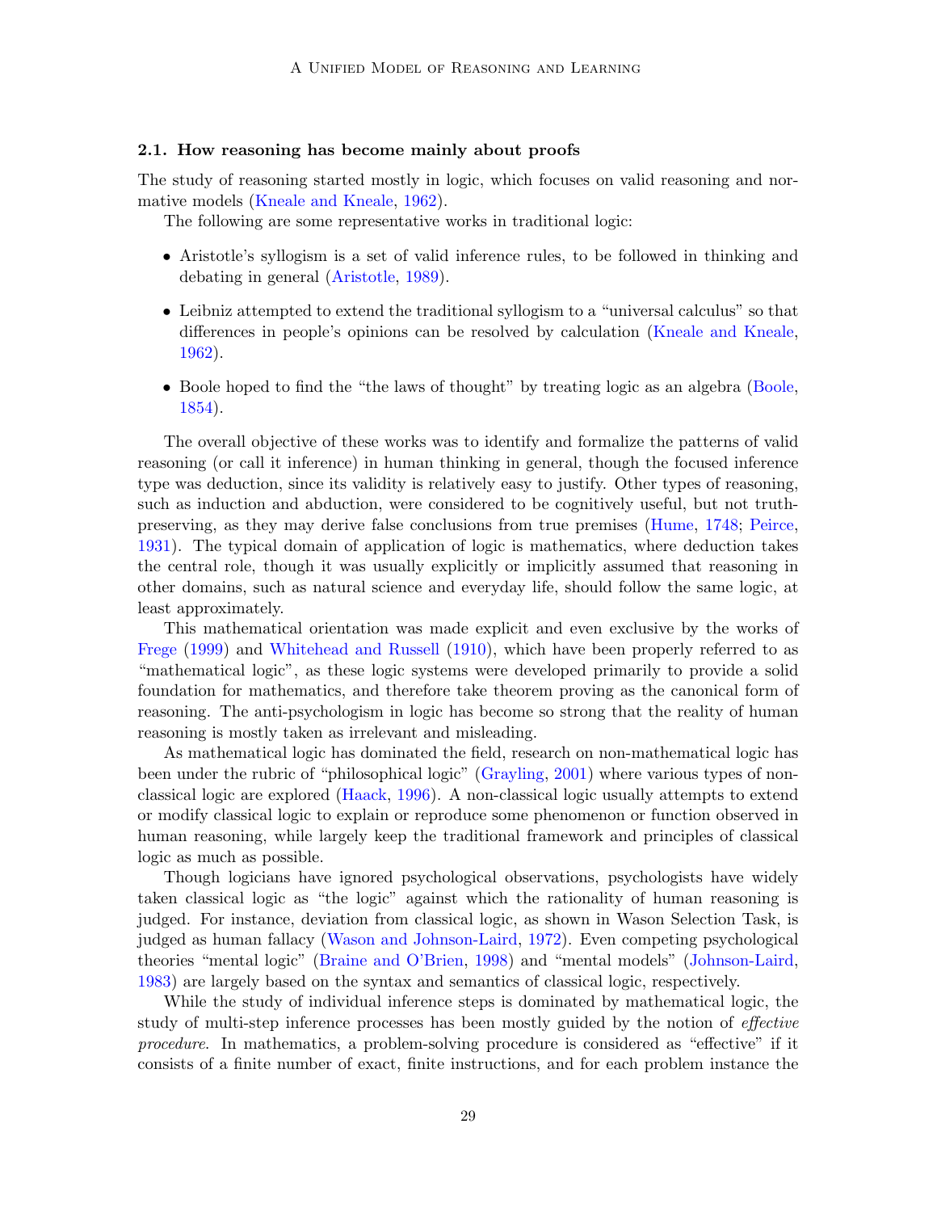### 2.1. How reasoning has become mainly about proofs

The study of reasoning started mostly in logic, which focuses on valid reasoning and normative models (Kneale and Kneale, 1962).

The following are some representative works in traditional logic:

- Aristotle's syllogism is a set of valid inference rules, to be followed in thinking and debating in general (Aristotle, 1989).
- Leibniz attempted to extend the traditional syllogism to a "universal calculus" so that differences in people's opinions can be resolved by calculation (Kneale and Kneale, 1962).
- Boole hoped to find the "the laws of thought" by treating logic as an algebra (Boole, 1854).

The overall objective of these works was to identify and formalize the patterns of valid reasoning (or call it inference) in human thinking in general, though the focused inference type was deduction, since its validity is relatively easy to justify. Other types of reasoning, such as induction and abduction, were considered to be cognitively useful, but not truth-preserving, as they may derive false conclusions from true premises (Hume, 1748; Peirce, 1931). The typical domain of application of logic is mathematics, where deduction takes the central role, though it was usually explicitly or implicitly assumed that reasoning in other domains, such as natural science and everyday life, should follow the same logic, at least approximately.

This mathematical orientation was made explicit and even exclusive by the works of Frege (1999) and Whitehead and Russell (1910), which have been properly referred to as "mathematical logic", as these logic systems were developed primarily to provide a solid foundation for mathematics, and therefore take theorem proving as the canonical form of reasoning. The anti-psychologism in logic has become so strong that the reality of human reasoning is mostly taken as irrelevant and misleading.

As mathematical logic has dominated the field, research on non-mathematical logic has been under the rubric of "philosophical logic" (Grayling, 2001) where various types of non-classical logic are explored (Haack, 1996). A non-classical logic usually attempts to extend or modify classical logic to explain or reproduce some phenomenon or function observed in human reasoning, while largely keep the traditional framework and principles of classical logic as much as possible.

Though logicians have ignored psychological observations, psychologists have widely taken classical logic as "the logic" against which the rationality of human reasoning is judged. For instance, deviation from classical logic, as shown in Wason Selection Task, is judged as human fallacy (Wason and Johnson-Laird, 1972). Even competing psychological theories "mental logic" (Braine and O'Brien, 1998) and "mental models" (Johnson-Laird, 1983) are largely based on the syntax and semantics of classical logic, respectively.

While the study of individual inference steps is dominated by mathematical logic, the study of multi-step inference processes has been mostly guided by the notion of *effective procedure*. In mathematics, a problem-solving procedure is considered as "effective" if it consists of a finite number of exact, finite instructions, and for each problem instance the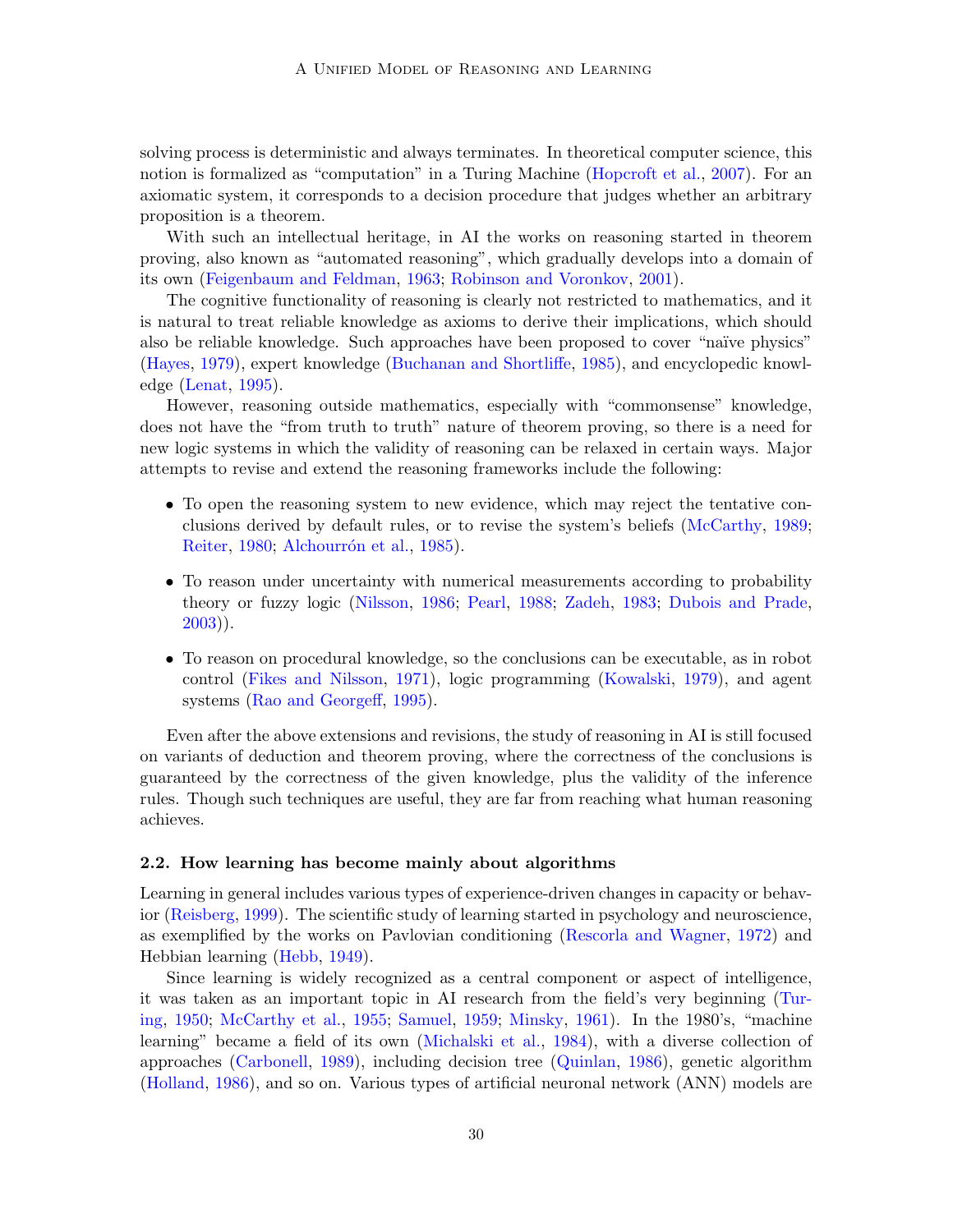solving process is deterministic and always terminates. In theoretical computer science, this notion is formalized as "computation" in a Turing Machine (Hopcroft et al., 2007). For an axiomatic system, it corresponds to a decision procedure that judges whether an arbitrary proposition is a theorem.

With such an intellectual heritage, in AI the works on reasoning started in theorem proving, also known as "automated reasoning", which gradually develops into a domain of its own (Feigenbaum and Feldman, 1963; Robinson and Voronkov, 2001).

The cognitive functionality of reasoning is clearly not restricted to mathematics, and it is natural to treat reliable knowledge as axioms to derive their implications, which should also be reliable knowledge. Such approaches have been proposed to cover "naïve physics" (Hayes, 1979), expert knowledge (Buchanan and Shortliffe, 1985), and encyclopedic knowledge (Lenat, 1995).

However, reasoning outside mathematics, especially with "commonsense" knowledge, does not have the "from truth to truth" nature of theorem proving, so there is a need for new logic systems in which the validity of reasoning can be relaxed in certain ways. Major attempts to revise and extend the reasoning frameworks include the following:

- To open the reasoning system to new evidence, which may reject the tentative conclusions derived by default rules, or to revise the system's beliefs (McCarthy, 1989; Reiter, 1980; Alchourrón et al., 1985).
- To reason under uncertainty with numerical measurements according to probability theory or fuzzy logic (Nilsson, 1986; Pearl, 1988; Zadeh, 1983; Dubois and Prade, 2003)).
- To reason on procedural knowledge, so the conclusions can be executable, as in robot control (Fikes and Nilsson, 1971), logic programming (Kowalski, 1979), and agent systems (Rao and Georgeff, 1995).

Even after the above extensions and revisions, the study of reasoning in AI is still focused on variants of deduction and theorem proving, where the correctness of the conclusions is guaranteed by the correctness of the given knowledge, plus the validity of the inference rules. Though such techniques are useful, they are far from reaching what human reasoning achieves.

### 2.2. How learning has become mainly about algorithms

Learning in general includes various types of experience-driven changes in capacity or behavior (Reisberg, 1999). The scientific study of learning started in psychology and neuroscience, as exemplified by the works on Pavlovian conditioning (Rescorla and Wagner, 1972) and Hebbian learning (Hebb, 1949).

Since learning is widely recognized as a central component or aspect of intelligence, it was taken as an important topic in AI research from the field's very beginning (Turing, 1950; McCarthy et al., 1955; Samuel, 1959; Minsky, 1961). In the 1980's, "machine learning" became a field of its own (Michalski et al., 1984), with a diverse collection of approaches (Carbonell, 1989), including decision tree (Quinlan, 1986), genetic algorithm (Holland, 1986), and so on. Various types of artificial neuronal network (ANN) models are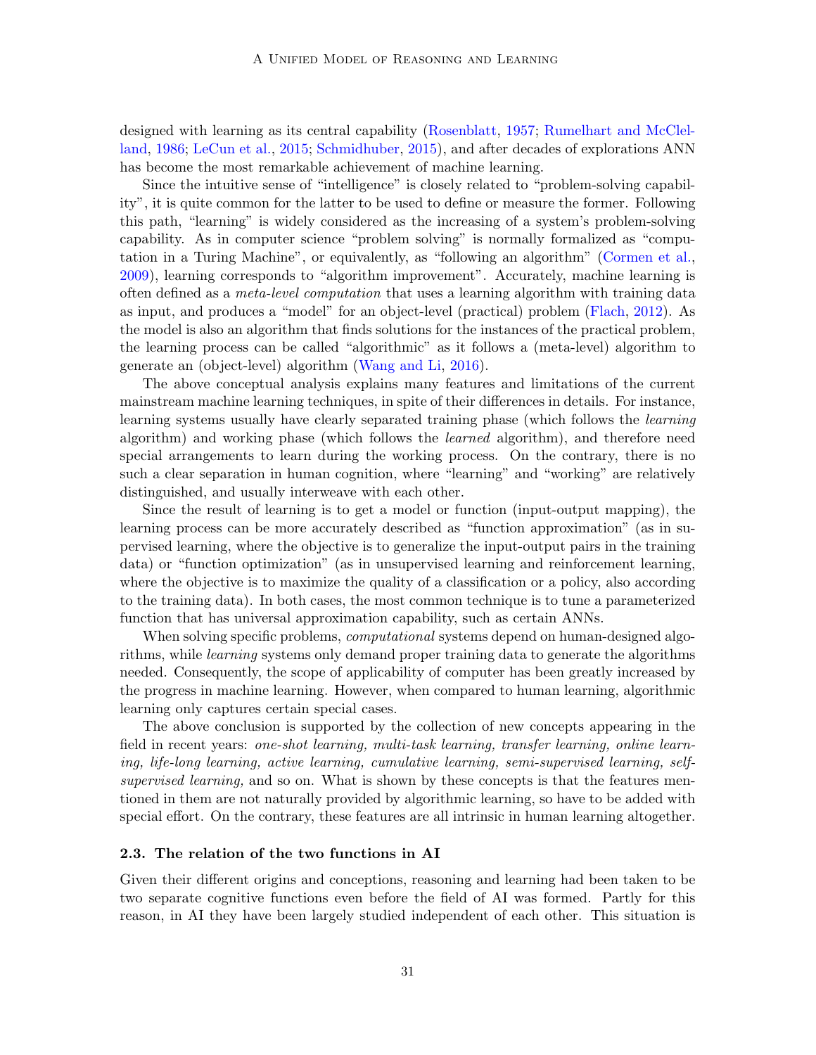designed with learning as its central capability (Rosenblatt, 1957; Rumelhart and McClelland, 1986; LeCun et al., 2015; Schmidhuber, 2015), and after decades of explorations ANN has become the most remarkable achievement of machine learning.

Since the intuitive sense of "intelligence" is closely related to "problem-solving capability", it is quite common for the latter to be used to define or measure the former. Following this path, "learning" is widely considered as the increasing of a system's problem-solving capability. As in computer science "problem solving" is normally formalized as "computation in a Turing Machine", or equivalently, as "following an algorithm" (Cormen et al., 2009), learning corresponds to "algorithm improvement". Accurately, machine learning is often defined as a *meta-level computation* that uses a learning algorithm with training data as input, and produces a "model" for an object-level (practical) problem (Flach, 2012). As the model is also an algorithm that finds solutions for the instances of the practical problem, the learning process can be called "algorithmic" as it follows a (meta-level) algorithm to generate an (object-level) algorithm (Wang and Li, 2016).

The above conceptual analysis explains many features and limitations of the current mainstream machine learning techniques, in spite of their differences in details. For instance, learning systems usually have clearly separated training phase (which follows the *learning* algorithm) and working phase (which follows the *learned* algorithm), and therefore need special arrangements to learn during the working process. On the contrary, there is no such a clear separation in human cognition, where "learning" and "working" are relatively distinguished, and usually interweave with each other.

Since the result of learning is to get a model or function (input-output mapping), the learning process can be more accurately described as "function approximation" (as in supervised learning, where the objective is to generalize the input-output pairs in the training data) or "function optimization" (as in unsupervised learning and reinforcement learning, where the objective is to maximize the quality of a classification or a policy, also according to the training data). In both cases, the most common technique is to tune a parameterized function that has universal approximation capability, such as certain ANNs.

When solving specific problems, *computational* systems depend on human-designed algorithms, while *learning* systems only demand proper training data to generate the algorithms needed. Consequently, the scope of applicability of computer has been greatly increased by the progress in machine learning. However, when compared to human learning, algorithmic learning only captures certain special cases.

The above conclusion is supported by the collection of new concepts appearing in the field in recent years: *one-shot learning, multi-task learning, transfer learning, online learning, life-long learning, active learning, cumulative learning, semi-supervised learning, self-supervised learning,* and so on. What is shown by these concepts is that the features mentioned in them are not naturally provided by algorithmic learning, so have to be added with special effort. On the contrary, these features are all intrinsic in human learning altogether.

### 2.3. The relation of the two functions in AI

Given their different origins and conceptions, reasoning and learning had been taken to be two separate cognitive functions even before the field of AI was formed. Partly for this reason, in AI they have been largely studied independent of each other. This situation is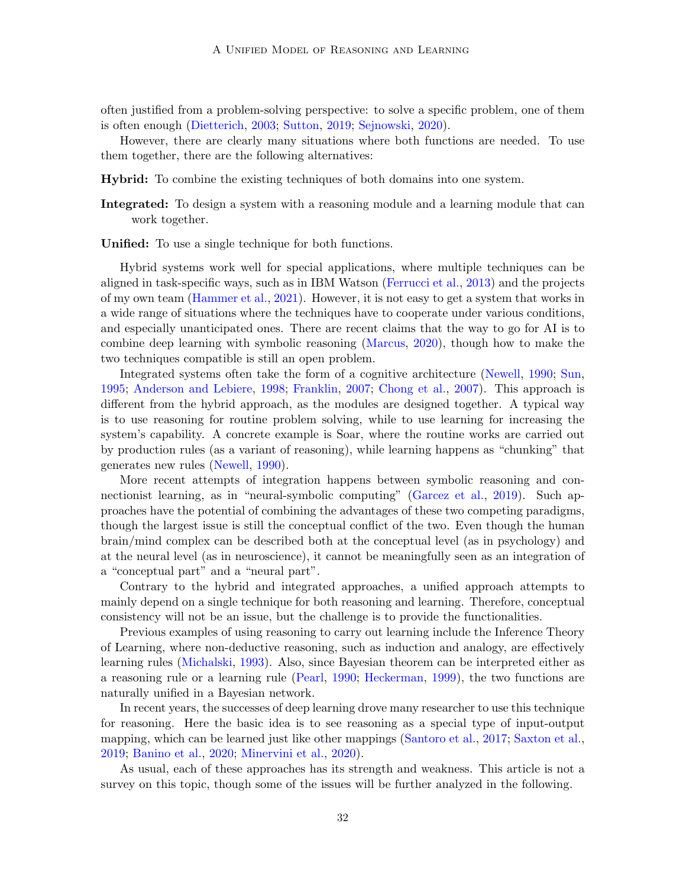often justified from a problem-solving perspective: to solve a specific problem, one of them is often enough (Dietterich, 2003; Sutton, 2019; Sejnowski, 2020).

However, there are clearly many situations where both functions are needed. To use them together, there are the following alternatives:

**Hybrid:** To combine the existing techniques of both domains into one system.

**Integrated:** To design a system with a reasoning module and a learning module that can work together.

**Unified:** To use a single technique for both functions.

Hybrid systems work well for special applications, where multiple techniques can be aligned in task-specific ways, such as in IBM Watson (Ferrucci et al., 2013) and the projects of my own team (Hammer et al., 2021). However, it is not easy to get a system that works in a wide range of situations where the techniques have to cooperate under various conditions, and especially unanticipated ones. There are recent claims that the way to go for AI is to combine deep learning with symbolic reasoning (Marcus, 2020), though how to make the two techniques compatible is still an open problem.

Integrated systems often take the form of a cognitive architecture (Newell, 1990; Sun, 1995; Anderson and Lebiere, 1998; Franklin, 2007; Chong et al., 2007). This approach is different from the hybrid approach, as the modules are designed together. A typical way is to use reasoning for routine problem solving, while to use learning for increasing the system's capability. A concrete example is Soar, where the routine works are carried out by production rules (as a variant of reasoning), while learning happens as "chunking" that generates new rules (Newell, 1990).

More recent attempts of integration happens between symbolic reasoning and connectionist learning, as in "neural-symbolic computing" (Garcez et al., 2019). Such approaches have the potential of combining the advantages of these two competing paradigms, though the largest issue is still the conceptual conflict of the two. Even though the human brain/mind complex can be described both at the conceptual level (as in psychology) and at the neural level (as in neuroscience), it cannot be meaningfully seen as an integration of a "conceptual part" and a "neural part".

Contrary to the hybrid and integrated approaches, a unified approach attempts to mainly depend on a single technique for both reasoning and learning. Therefore, conceptual consistency will not be an issue, but the challenge is to provide the functionalities.

Previous examples of using reasoning to carry out learning include the Inference Theory of Learning, where non-deductive reasoning, such as induction and analogy, are effectively learning rules (Michalski, 1993). Also, since Bayesian theorem can be interpreted either as a reasoning rule or a learning rule (Pearl, 1990; Heckerman, 1999), the two functions are naturally unified in a Bayesian network.

In recent years, the successes of deep learning drove many researcher to use this technique for reasoning. Here the basic idea is to see reasoning as a special type of input-output mapping, which can be learned just like other mappings (Santoro et al., 2017; Saxton et al., 2019; Banino et al., 2020; Minervini et al., 2020).

As usual, each of these approaches has its strength and weakness. This article is not a survey on this topic, though some of the issues will be further analyzed in the following.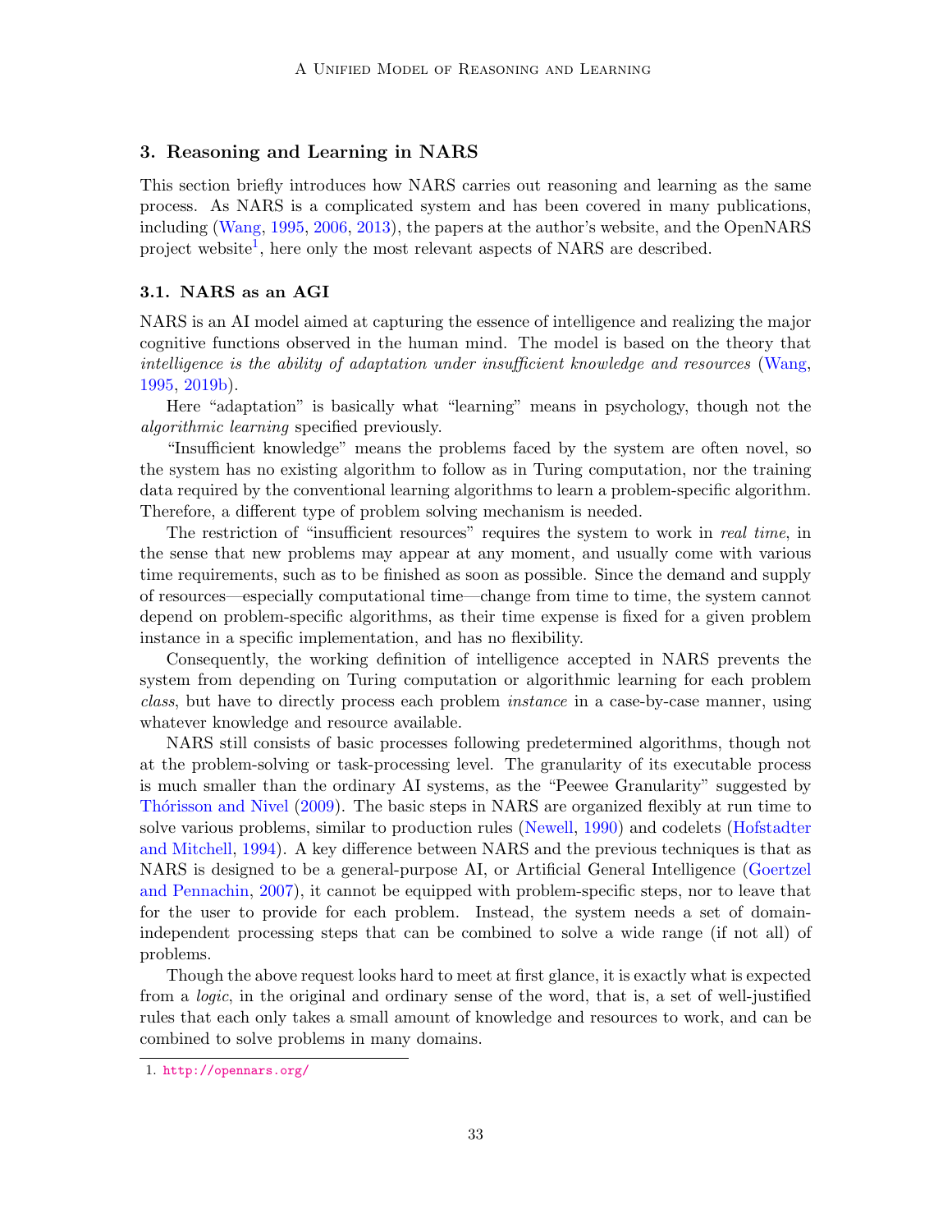## 3. Reasoning and Learning in NARS

This section briefly introduces how NARS carries out reasoning and learning as the same process. As NARS is a complicated system and has been covered in many publications, including (Wang, 1995, 2006, 2013), the papers at the author's website, and the OpenNARS project website[1], here only the most relevant aspects of NARS are described.

### 3.1. NARS as an AGI

NARS is an AI model aimed at capturing the essence of intelligence and realizing the major cognitive functions observed in the human mind. The model is based on the theory that *intelligence is the ability of adaptation under insufficient knowledge and resources* (Wang, 1995, 2019b).

Here "adaptation" is basically what "learning" means in psychology, though not the *algorithmic learning* specified previously.

"Insufficient knowledge" means the problems faced by the system are often novel, so the system has no existing algorithm to follow as in Turing computation, nor the training data required by the conventional learning algorithms to learn a problem-specific algorithm. Therefore, a different type of problem solving mechanism is needed.

The restriction of "insufficient resources" requires the system to work in *real time*, in the sense that new problems may appear at any moment, and usually come with various time requirements, such as to be finished as soon as possible. Since the demand and supply of resources—especially computational time—change from time to time, the system cannot depend on problem-specific algorithms, as their time expense is fixed for a given problem instance in a specific implementation, and has no flexibility.

Consequently, the working definition of intelligence accepted in NARS prevents the system from depending on Turing computation or algorithmic learning for each problem *class*, but have to directly process each problem *instance* in a case-by-case manner, using whatever knowledge and resource available.

NARS still consists of basic processes following predetermined algorithms, though not at the problem-solving or task-processing level. The granularity of its executable process is much smaller than the ordinary AI systems, as the "Peewee Granularity" suggested by Thórisson and Nivel (2009). The basic steps in NARS are organized flexibly at run time to solve various problems, similar to production rules (Newell, 1990) and codelets (Hofstadter and Mitchell, 1994). A key difference between NARS and the previous techniques is that as NARS is designed to be a general-purpose AI, or Artificial General Intelligence (Goertzel and Pennachin, 2007), it cannot be equipped with problem-specific steps, nor to leave that for the user to provide for each problem. Instead, the system needs a set of domain-independent processing steps that can be combined to solve a wide range (if not all) of problems.

Though the above request looks hard to meet at first glance, it is exactly what is expected from a *logic*, in the original and ordinary sense of the word, that is, a set of well-justified rules that each only takes a small amount of knowledge and resources to work, and can be combined to solve problems in many domains.

1. http://opennars.org/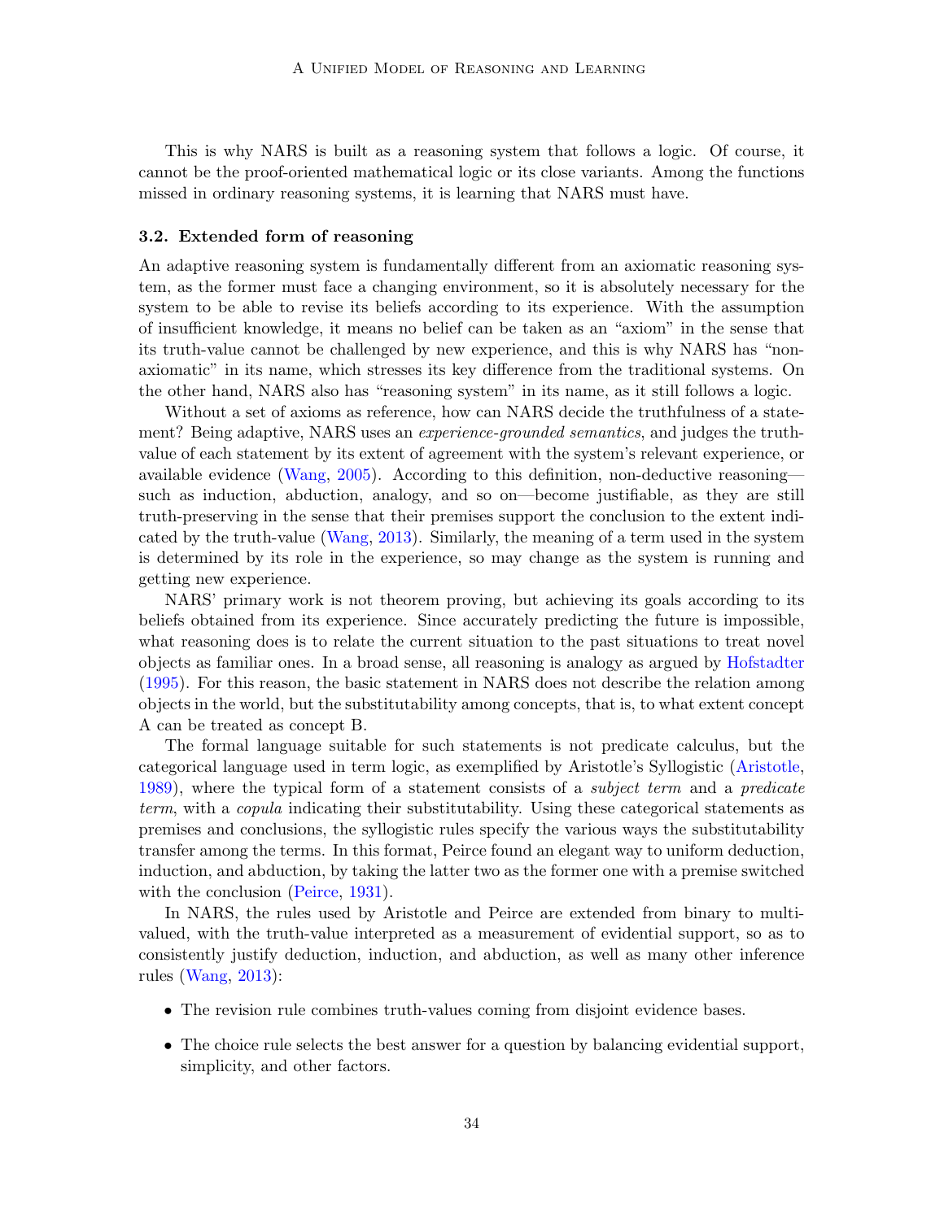This is why NARS is built as a reasoning system that follows a logic. Of course, it cannot be the proof-oriented mathematical logic or its close variants. Among the functions missed in ordinary reasoning systems, it is learning that NARS must have.

### 3.2. Extended form of reasoning

An adaptive reasoning system is fundamentally different from an axiomatic reasoning system, as the former must face a changing environment, so it is absolutely necessary for the system to be able to revise its beliefs according to its experience. With the assumption of insufficient knowledge, it means no belief can be taken as an "axiom" in the sense that its truth-value cannot be challenged by new experience, and this is why NARS has "non-axiomatic" in its name, which stresses its key difference from the traditional systems. On the other hand, NARS also has "reasoning system" in its name, as it still follows a logic.

Without a set of axioms as reference, how can NARS decide the truthfulness of a statement? Being adaptive, NARS uses an *experience-grounded semantics*, and judges the truth-value of each statement by its extent of agreement with the system's relevant experience, or available evidence (Wang, 2005). According to this definition, non-deductive reasoning—such as induction, abduction, analogy, and so on—become justifiable, as they are still truth-preserving in the sense that their premises support the conclusion to the extent indicated by the truth-value (Wang, 2013). Similarly, the meaning of a term used in the system is determined by its role in the experience, so may change as the system is running and getting new experience.

NARS' primary work is not theorem proving, but achieving its goals according to its beliefs obtained from its experience. Since accurately predicting the future is impossible, what reasoning does is to relate the current situation to the past situations to treat novel objects as familiar ones. In a broad sense, all reasoning is analogy as argued by Hofstadter (1995). For this reason, the basic statement in NARS does not describe the relation among objects in the world, but the substitutability among concepts, that is, to what extent concept A can be treated as concept B.

The formal language suitable for such statements is not predicate calculus, but the categorical language used in term logic, as exemplified by Aristotle's Syllogistic (Aristotle, 1989), where the typical form of a statement consists of a *subject term* and a *predicate term*, with a *copula* indicating their substitutability. Using these categorical statements as premises and conclusions, the syllogistic rules specify the various ways the substitutability transfer among the terms. In this format, Peirce found an elegant way to uniform deduction, induction, and abduction, by taking the latter two as the former one with a premise switched with the conclusion (Peirce, 1931).

In NARS, the rules used by Aristotle and Peirce are extended from binary to multi-valued, with the truth-value interpreted as a measurement of evidential support, so as to consistently justify deduction, induction, and abduction, as well as many other inference rules (Wang, 2013):

- The revision rule combines truth-values coming from disjoint evidence bases.
- The choice rule selects the best answer for a question by balancing evidential support, simplicity, and other factors.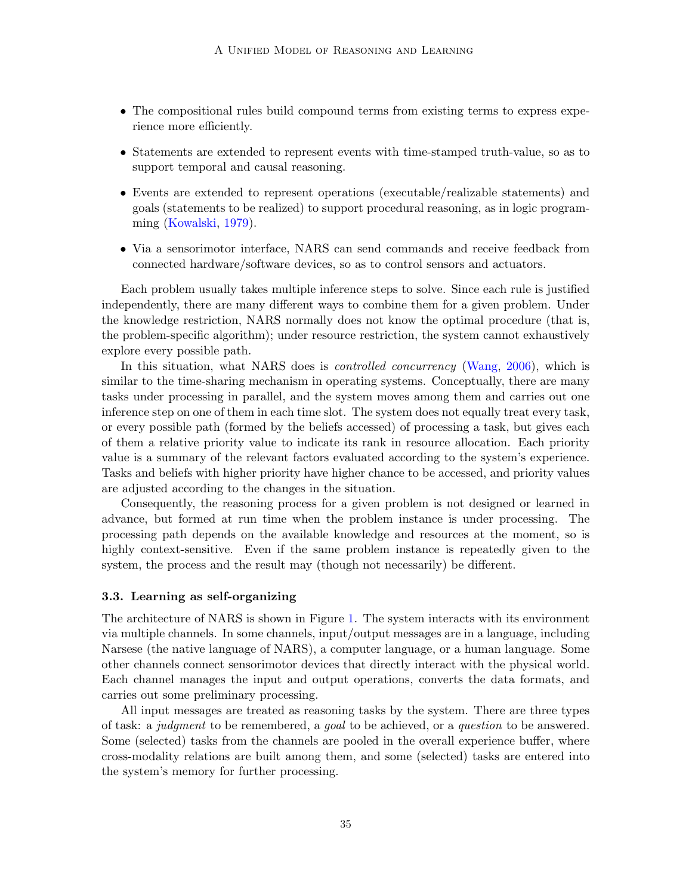- The compositional rules build compound terms from existing terms to express experience more efficiently.
- Statements are extended to represent events with time-stamped truth-value, so as to support temporal and causal reasoning.
- Events are extended to represent operations (executable/realizable statements) and goals (statements to be realized) to support procedural reasoning, as in logic programming (Kowalski, 1979).
- Via a sensorimotor interface, NARS can send commands and receive feedback from connected hardware/software devices, so as to control sensors and actuators.

Each problem usually takes multiple inference steps to solve. Since each rule is justified independently, there are many different ways to combine them for a given problem. Under the knowledge restriction, NARS normally does not know the optimal procedure (that is, the problem-specific algorithm); under resource restriction, the system cannot exhaustively explore every possible path.

In this situation, what NARS does is *controlled concurrency* (Wang, 2006), which is similar to the time-sharing mechanism in operating systems. Conceptually, there are many tasks under processing in parallel, and the system moves among them and carries out one inference step on one of them in each time slot. The system does not equally treat every task, or every possible path (formed by the beliefs accessed) of processing a task, but gives each of them a relative priority value to indicate its rank in resource allocation. Each priority value is a summary of the relevant factors evaluated according to the system's experience. Tasks and beliefs with higher priority have higher chance to be accessed, and priority values are adjusted according to the changes in the situation.

Consequently, the reasoning process for a given problem is not designed or learned in advance, but formed at run time when the problem instance is under processing. The processing path depends on the available knowledge and resources at the moment, so is highly context-sensitive. Even if the same problem instance is repeatedly given to the system, the process and the result may (though not necessarily) be different.

### 3.3. Learning as self-organizing

The architecture of NARS is shown in Figure 1. The system interacts with its environment via multiple channels. In some channels, input/output messages are in a language, including Narsese (the native language of NARS), a computer language, or a human language. Some other channels connect sensorimotor devices that directly interact with the physical world. Each channel manages the input and output operations, converts the data formats, and carries out some preliminary processing.

All input messages are treated as reasoning tasks by the system. There are three types of task: a *judgment* to be remembered, a *goal* to be achieved, or a *question* to be answered. Some (selected) tasks from the channels are pooled in the overall experience buffer, where cross-modality relations are built among them, and some (selected) tasks are entered into the system's memory for further processing.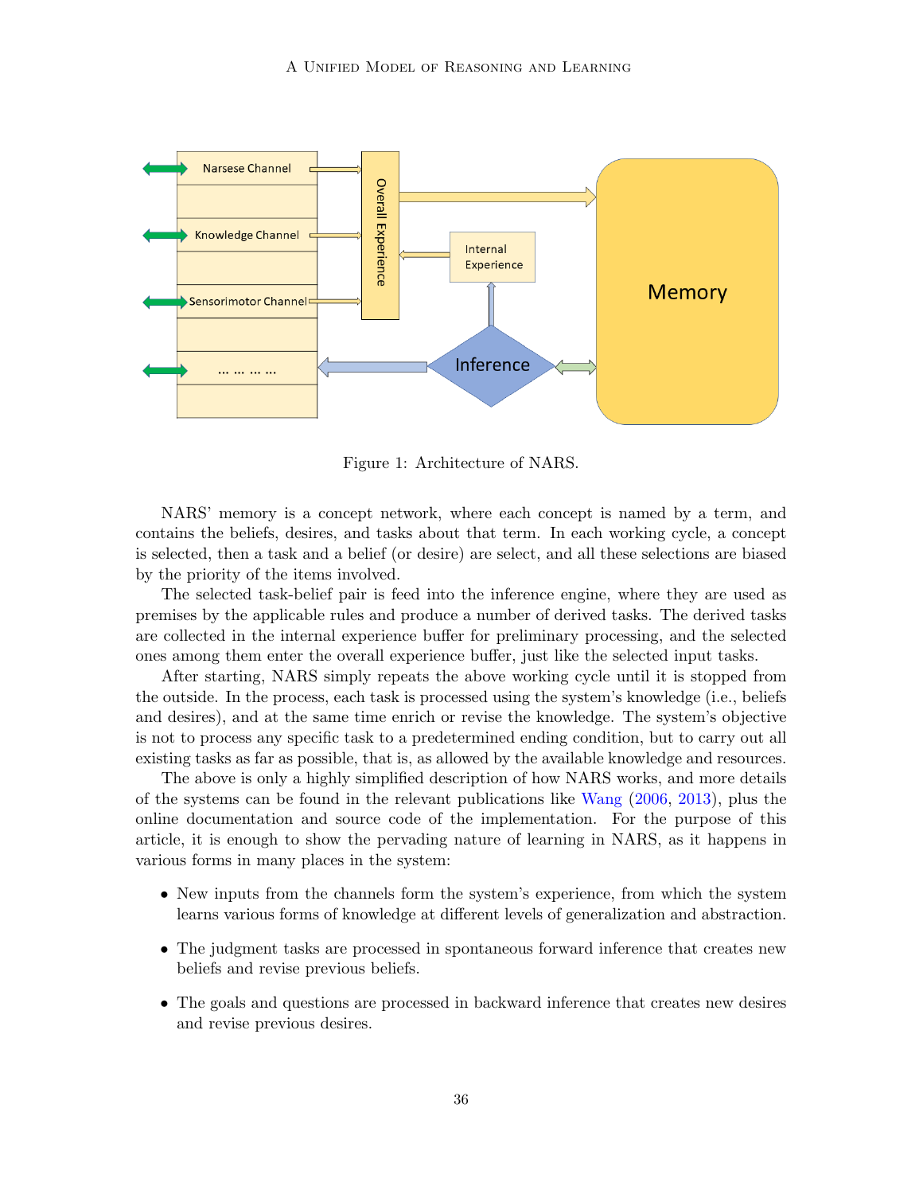Figure 1: Architecture of NARS.

NARS' memory is a concept network, where each concept is named by a term, and contains the beliefs, desires, and tasks about that term. In each working cycle, a concept is selected, then a task and a belief (or desire) are select, and all these selections are biased by the priority of the items involved.

The selected task-belief pair is feed into the inference engine, where they are used as premises by the applicable rules and produce a number of derived tasks. The derived tasks are collected in the internal experience buffer for preliminary processing, and the selected ones among them enter the overall experience buffer, just like the selected input tasks.

After starting, NARS simply repeats the above working cycle until it is stopped from the outside. In the process, each task is processed using the system's knowledge (i.e., beliefs and desires), and at the same time enrich or revise the knowledge. The system's objective is not to process any specific task to a predetermined ending condition, but to carry out all existing tasks as far as possible, that is, as allowed by the available knowledge and resources.

The above is only a highly simplified description of how NARS works, and more details of the systems can be found in the relevant publications like Wang (2006, 2013), plus the online documentation and source code of the implementation. For the purpose of this article, it is enough to show the pervading nature of learning in NARS, as it happens in various forms in many places in the system:

- New inputs from the channels form the system's experience, from which the system learns various forms of knowledge at different levels of generalization and abstraction.
- The judgment tasks are processed in spontaneous forward inference that creates new beliefs and revise previous beliefs.
- The goals and questions are processed in backward inference that creates new desires and revise previous desires.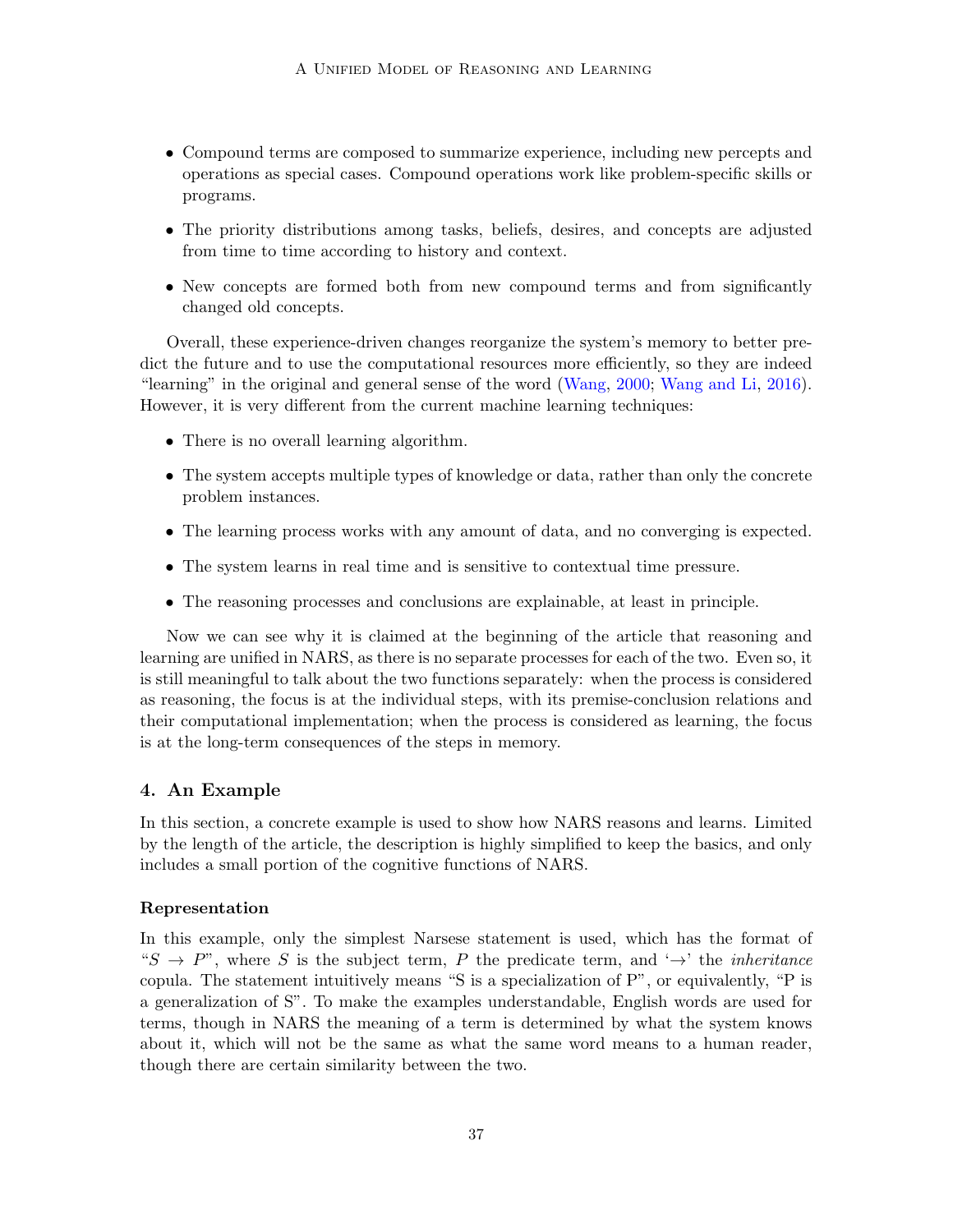- Compound terms are composed to summarize experience, including new percepts and operations as special cases. Compound operations work like problem-specific skills or programs.
- The priority distributions among tasks, beliefs, desires, and concepts are adjusted from time to time according to history and context.
- New concepts are formed both from new compound terms and from significantly changed old concepts.

Overall, these experience-driven changes reorganize the system's memory to better predict the future and to use the computational resources more efficiently, so they are indeed "learning" in the original and general sense of the word (Wang, 2000; Wang and Li, 2016). However, it is very different from the current machine learning techniques:

- There is no overall learning algorithm.
- The system accepts multiple types of knowledge or data, rather than only the concrete problem instances.
- The learning process works with any amount of data, and no converging is expected.
- The system learns in real time and is sensitive to contextual time pressure.
- The reasoning processes and conclusions are explainable, at least in principle.

Now we can see why it is claimed at the beginning of the article that reasoning and learning are unified in NARS, as there is no separate processes for each of the two. Even so, it is still meaningful to talk about the two functions separately: when the process is considered as reasoning, the focus is at the individual steps, with its premise-conclusion relations and their computational implementation; when the process is considered as learning, the focus is at the long-term consequences of the steps in memory.

## 4. An Example

In this section, a concrete example is used to show how NARS reasons and learns. Limited by the length of the article, the description is highly simplified to keep the basics, and only includes a small portion of the cognitive functions of NARS.

### Representation

In this example, only the simplest Narsese statement is used, which has the format of "$S \rightarrow P$", where $S$ is the subject term, $P$ the predicate term, and '$\rightarrow$' the *inheritance* copula. The statement intuitively means "S is a specialization of P", or equivalently, "P is a generalization of S". To make the examples understandable, English words are used for terms, though in NARS the meaning of a term is determined by what the system knows about it, which will not be the same as what the same word means to a human reader, though there are certain similarity between the two.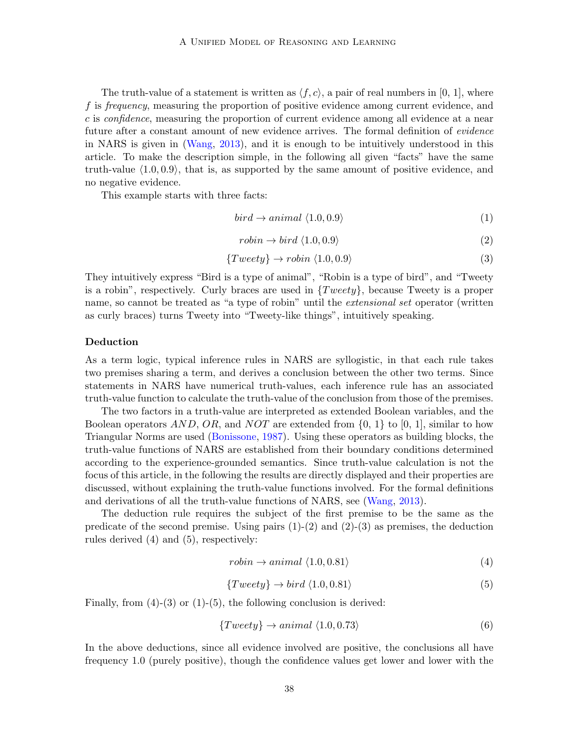The truth-value of a statement is written as $\langle f, c\rangle$, a pair of real numbers in [0, 1], where $f$ is *frequency*, measuring the proportion of positive evidence among current evidence, and $c$ is *confidence*, measuring the proportion of current evidence among all evidence at a near future after a constant amount of new evidence arrives. The formal definition of *evidence* in NARS is given in (Wang, 2013), and it is enough to be intuitively understood in this article. To make the description simple, in the following all given "facts" have the same truth-value $\langle 1.0, 0.9\rangle$, that is, as supported by the same amount of positive evidence, and no negative evidence.

This example starts with three facts:

$$bird \rightarrow animal\ \langle 1.0, 0.9\rangle \tag{1}$$

$$robin \rightarrow bird\ \langle 1.0, 0.9\rangle \tag{2}$$

$$\{Tweety\} \rightarrow robin\ \langle 1.0, 0.9\rangle \tag{3}$$

They intuitively express "Bird is a type of animal", "Robin is a type of bird", and "Tweety is a robin", respectively. Curly braces are used in $\{Tweety\}$, because Tweety is a proper name, so cannot be treated as "a type of robin" until the *extensional set* operator (written as curly braces) turns Tweety into "Tweety-like things", intuitively speaking.

### Deduction

As a term logic, typical inference rules in NARS are syllogistic, in that each rule takes two premises sharing a term, and derives a conclusion between the other two terms. Since statements in NARS have numerical truth-values, each inference rule has an associated truth-value function to calculate the truth-value of the conclusion from those of the premises.

The two factors in a truth-value are interpreted as extended Boolean variables, and the Boolean operators $AND$, $OR$, and $NOT$ are extended from {0, 1} to [0, 1], similar to how Triangular Norms are used (Bonissone, 1987). Using these operators as building blocks, the truth-value functions of NARS are established from their boundary conditions determined according to the experience-grounded semantics. Since truth-value calculation is not the focus of this article, in the following the results are directly displayed and their properties are discussed, without explaining the truth-value functions involved. For the formal definitions and derivations of all the truth-value functions of NARS, see (Wang, 2013).

The deduction rule requires the subject of the first premise to be the same as the predicate of the second premise. Using pairs (1)-(2) and (2)-(3) as premises, the deduction rules derived (4) and (5), respectively:

$$robin \rightarrow animal\ \langle 1.0, 0.81\rangle \tag{4}$$

$$\{Tweety\} \rightarrow bird\ \langle 1.0, 0.81\rangle \tag{5}$$

Finally, from (4)-(3) or (1)-(5), the following conclusion is derived:

$$\{Tweety\} \rightarrow animal\ \langle 1.0, 0.73\rangle \tag{6}$$

In the above deductions, since all evidence involved are positive, the conclusions all have frequency 1.0 (purely positive), though the confidence values get lower and lower with the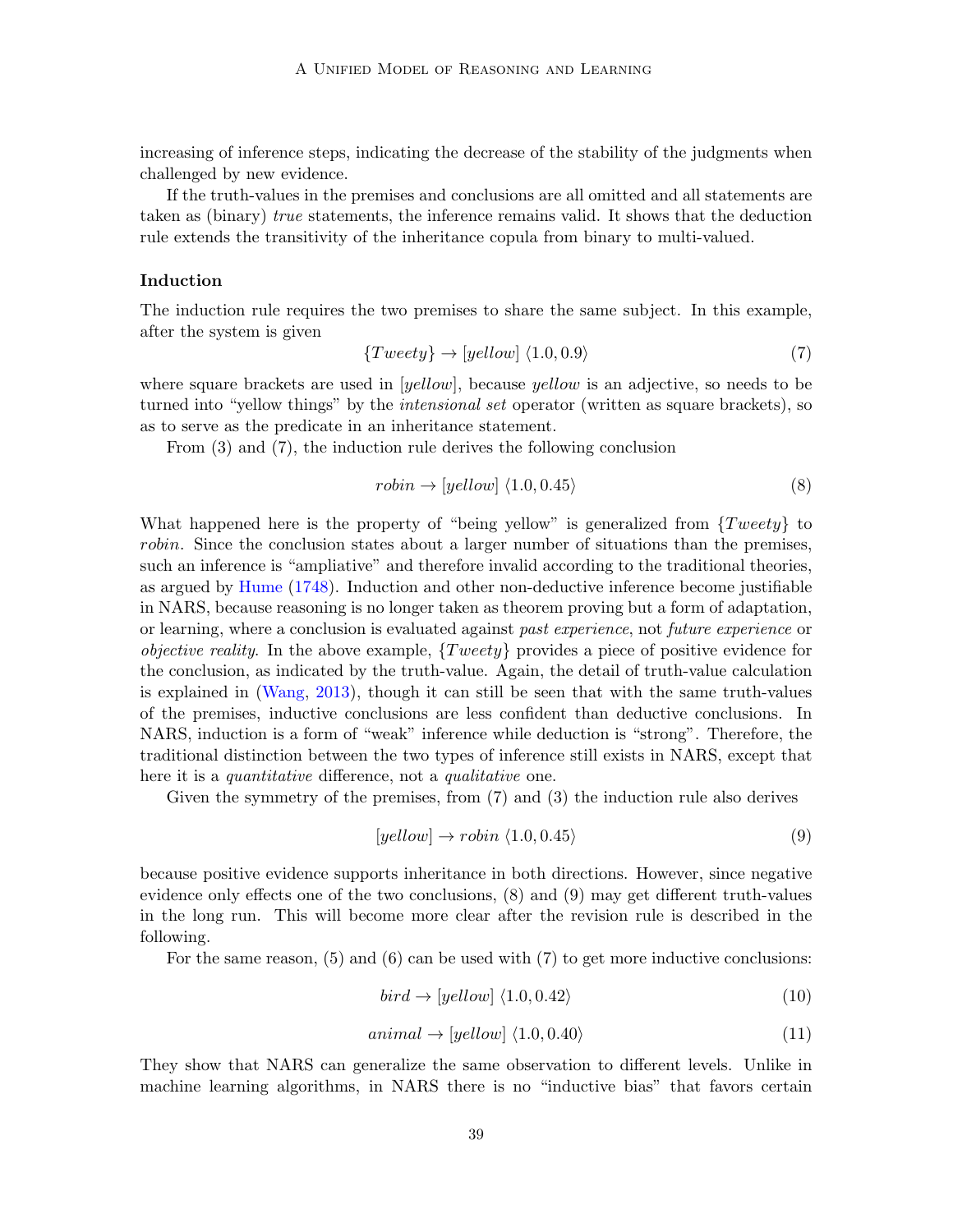increasing of inference steps, indicating the decrease of the stability of the judgments when challenged by new evidence.

If the truth-values in the premises and conclusions are all omitted and all statements are taken as (binary) *true* statements, the inference remains valid. It shows that the deduction rule extends the transitivity of the inheritance copula from binary to multi-valued.

**Induction**

The induction rule requires the two premises to share the same subject. In this example, after the system is given

$$\{Tweety\} \rightarrow [yellow] \ \langle 1.0, 0.9 \rangle \tag{7}$$

where square brackets are used in $[yellow]$, because *yellow* is an adjective, so needs to be turned into "yellow things" by the *intensional set* operator (written as square brackets), so as to serve as the predicate in an inheritance statement.

From (3) and (7), the induction rule derives the following conclusion

$$robin \rightarrow [yellow] \ \langle 1.0, 0.45 \rangle \tag{8}$$

What happened here is the property of "being yellow" is generalized from $\{Tweety\}$ to *robin*. Since the conclusion states about a larger number of situations than the premises, such an inference is "ampliative" and therefore invalid according to the traditional theories, as argued by Hume (1748). Induction and other non-deductive inference become justifiable in NARS, because reasoning is no longer taken as theorem proving but a form of adaptation, or learning, where a conclusion is evaluated against *past experience*, not *future experience* or *objective reality*. In the above example, $\{Tweety\}$ provides a piece of positive evidence for the conclusion, as indicated by the truth-value. Again, the detail of truth-value calculation is explained in (Wang, 2013), though it can still be seen that with the same truth-values of the premises, inductive conclusions are less confident than deductive conclusions. In NARS, induction is a form of "weak" inference while deduction is "strong". Therefore, the traditional distinction between the two types of inference still exists in NARS, except that here it is a *quantitative* difference, not a *qualitative* one.

Given the symmetry of the premises, from (7) and (3) the induction rule also derives

$$[yellow] \rightarrow robin \ \langle 1.0, 0.45 \rangle \tag{9}$$

because positive evidence supports inheritance in both directions. However, since negative evidence only effects one of the two conclusions, (8) and (9) may get different truth-values in the long run. This will become more clear after the revision rule is described in the following.

For the same reason, (5) and (6) can be used with (7) to get more inductive conclusions:

$$bird \rightarrow [yellow] \ \langle 1.0, 0.42 \rangle \tag{10}$$

$$animal \rightarrow [yellow] \ \langle 1.0, 0.40 \rangle \tag{11}$$

They show that NARS can generalize the same observation to different levels. Unlike in machine learning algorithms, in NARS there is no "inductive bias" that favors certain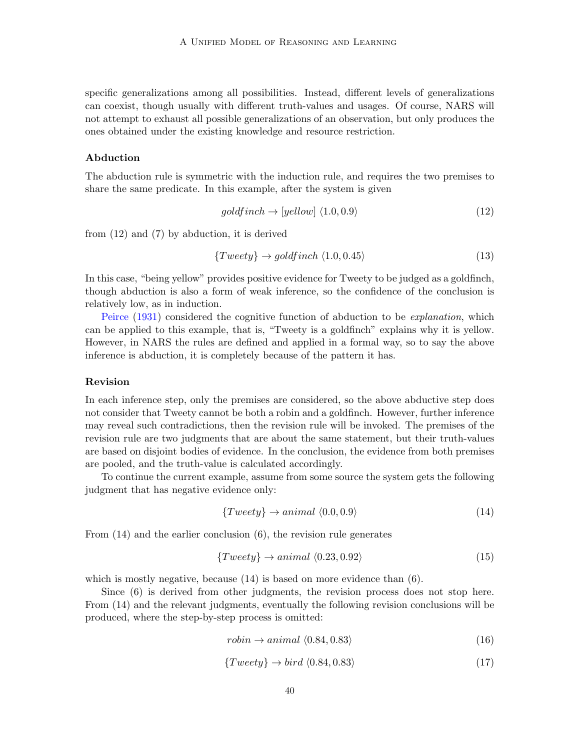specific generalizations among all possibilities. Instead, different levels of generalizations can coexist, though usually with different truth-values and usages. Of course, NARS will not attempt to exhaust all possible generalizations of an observation, but only produces the ones obtained under the existing knowledge and resource restriction.

### Abduction

The abduction rule is symmetric with the induction rule, and requires the two premises to share the same predicate. In this example, after the system is given

$$goldfinch \rightarrow [yellow] \ \langle 1.0, 0.9 \rangle \tag{12}$$

from (12) and (7) by abduction, it is derived

$$\{Tweety\} \rightarrow goldfinch \ \langle 1.0, 0.45 \rangle \tag{13}$$

In this case, "being yellow" provides positive evidence for Tweety to be judged as a goldfinch, though abduction is also a form of weak inference, so the confidence of the conclusion is relatively low, as in induction.

Peirce (1931) considered the cognitive function of abduction to be *explanation*, which can be applied to this example, that is, "Tweety is a goldfinch" explains why it is yellow. However, in NARS the rules are defined and applied in a formal way, so to say the above inference is abduction, it is completely because of the pattern it has.

### Revision

In each inference step, only the premises are considered, so the above abductive step does not consider that Tweety cannot be both a robin and a goldfinch. However, further inference may reveal such contradictions, then the revision rule will be invoked. The premises of the revision rule are two judgments that are about the same statement, but their truth-values are based on disjoint bodies of evidence. In the conclusion, the evidence from both premises are pooled, and the truth-value is calculated accordingly.

To continue the current example, assume from some source the system gets the following judgment that has negative evidence only:

$$\{Tweety\} \rightarrow animal \ \langle 0.0, 0.9 \rangle \tag{14}$$

From (14) and the earlier conclusion (6), the revision rule generates

$$\{Tweety\} \rightarrow animal \ \langle 0.23, 0.92 \rangle \tag{15}$$

which is mostly negative, because (14) is based on more evidence than (6).

Since (6) is derived from other judgments, the revision process does not stop here. From (14) and the relevant judgments, eventually the following revision conclusions will be produced, where the step-by-step process is omitted:

$$robin \rightarrow animal \ \langle 0.84, 0.83 \rangle \tag{16}$$

$$\{Tweety\} \rightarrow bird \ \langle 0.84, 0.83 \rangle \tag{17}$$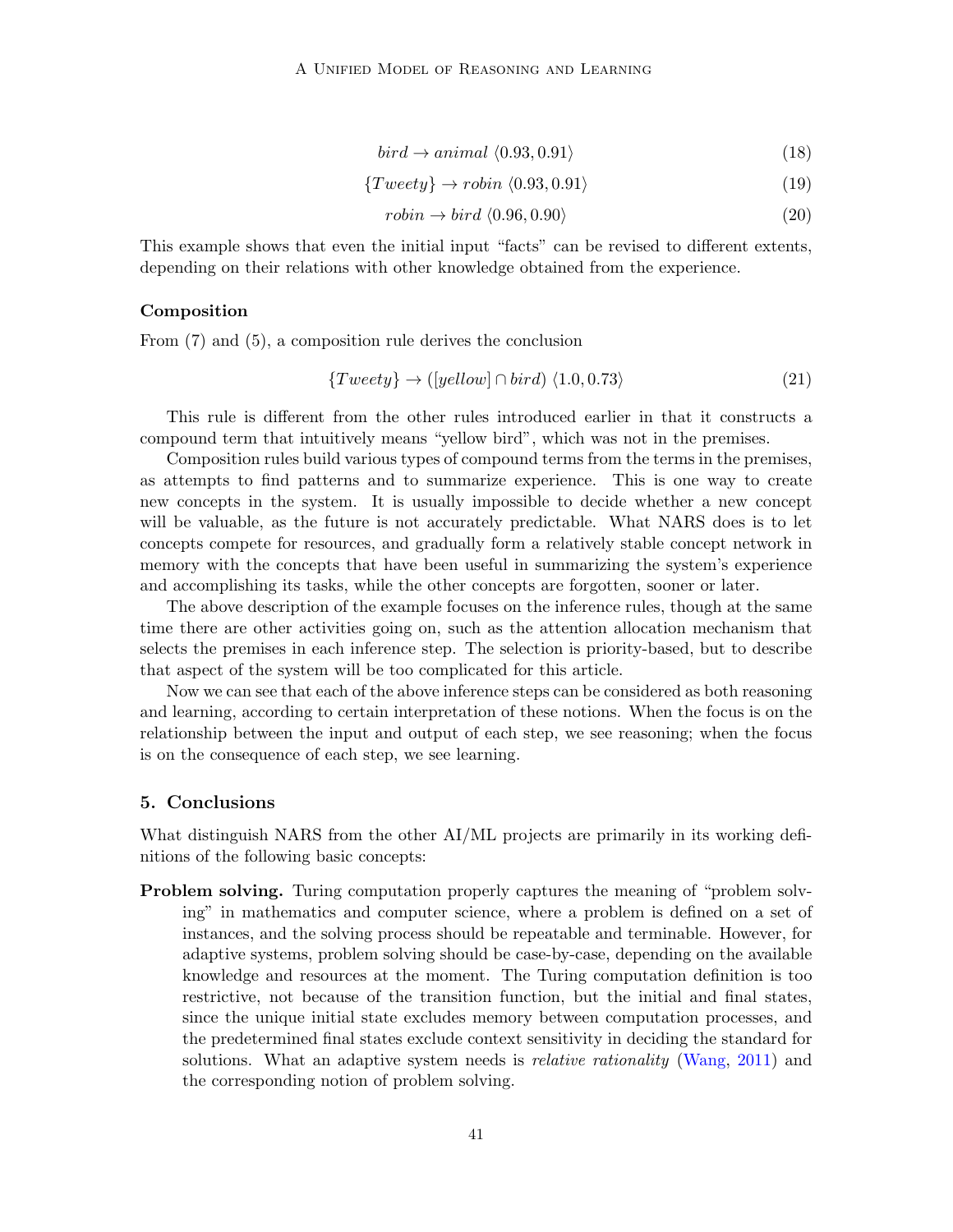$$bird \to animal \ \langle 0.93, 0.91 \rangle \tag{18}$$

$$\{Tweety\} \to robin \ \langle 0.93, 0.91 \rangle \tag{19}$$

$$robin \to bird \ \langle 0.96, 0.90 \rangle \tag{20}$$

This example shows that even the initial input "facts" can be revised to different extents, depending on their relations with other knowledge obtained from the experience.

### Composition

From (7) and (5), a composition rule derives the conclusion

$$\{Tweety\} \to ([yellow] \cap bird) \ \langle 1.0, 0.73 \rangle \tag{21}$$

This rule is different from the other rules introduced earlier in that it constructs a compound term that intuitively means "yellow bird", which was not in the premises.

Composition rules build various types of compound terms from the terms in the premises, as attempts to find patterns and to summarize experience. This is one way to create new concepts in the system. It is usually impossible to decide whether a new concept will be valuable, as the future is not accurately predictable. What NARS does is to let concepts compete for resources, and gradually form a relatively stable concept network in memory with the concepts that have been useful in summarizing the system's experience and accomplishing its tasks, while the other concepts are forgotten, sooner or later.

The above description of the example focuses on the inference rules, though at the same time there are other activities going on, such as the attention allocation mechanism that selects the premises in each inference step. The selection is priority-based, but to describe that aspect of the system will be too complicated for this article.

Now we can see that each of the above inference steps can be considered as both reasoning and learning, according to certain interpretation of these notions. When the focus is on the relationship between the input and output of each step, we see reasoning; when the focus is on the consequence of each step, we see learning.

## 5. Conclusions

What distinguish NARS from the other AI/ML projects are primarily in its working definitions of the following basic concepts:

**Problem solving.** Turing computation properly captures the meaning of "problem solving" in mathematics and computer science, where a problem is defined on a set of instances, and the solving process should be repeatable and terminable. However, for adaptive systems, problem solving should be case-by-case, depending on the available knowledge and resources at the moment. The Turing computation definition is too restrictive, not because of the transition function, but the initial and final states, since the unique initial state excludes memory between computation processes, and the predetermined final states exclude context sensitivity in deciding the standard for solutions. What an adaptive system needs is *relative rationality* (Wang, 2011) and the corresponding notion of problem solving.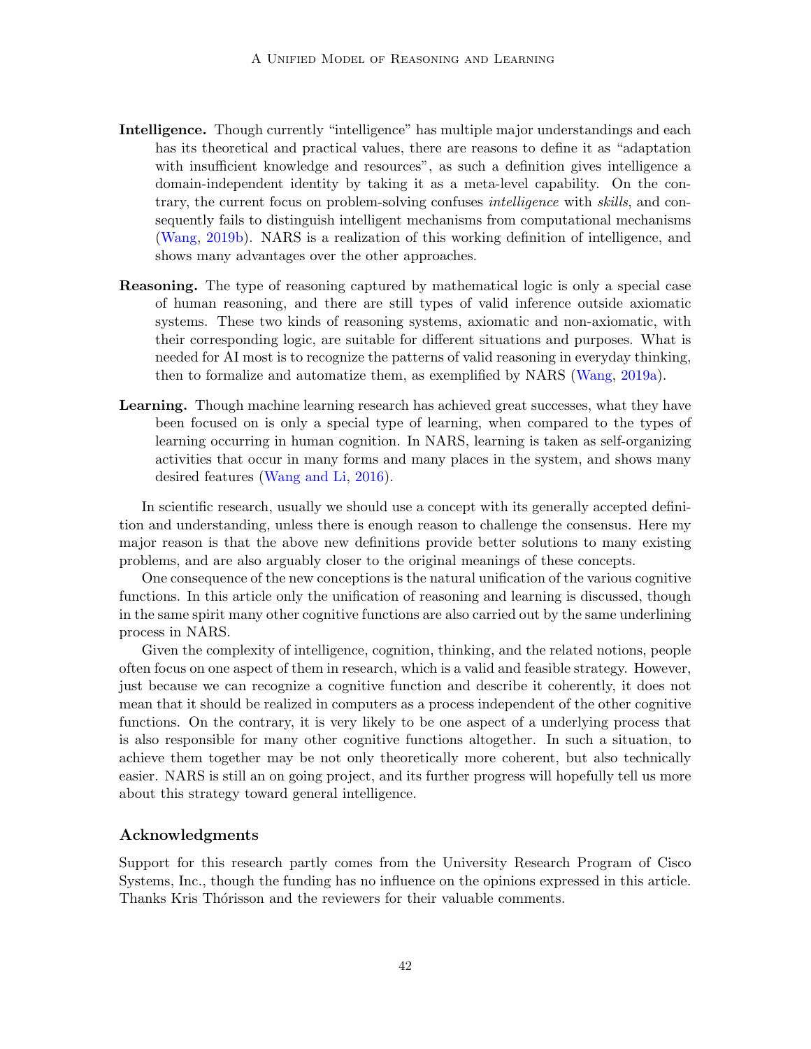**Intelligence.** Though currently "intelligence" has multiple major understandings and each has its theoretical and practical values, there are reasons to define it as "adaptation with insufficient knowledge and resources", as such a definition gives intelligence a domain-independent identity by taking it as a meta-level capability. On the contrary, the current focus on problem-solving confuses *intelligence* with *skills*, and consequently fails to distinguish intelligent mechanisms from computational mechanisms (Wang, 2019b). NARS is a realization of this working definition of intelligence, and shows many advantages over the other approaches.

**Reasoning.** The type of reasoning captured by mathematical logic is only a special case of human reasoning, and there are still types of valid inference outside axiomatic systems. These two kinds of reasoning systems, axiomatic and non-axiomatic, with their corresponding logic, are suitable for different situations and purposes. What is needed for AI most is to recognize the patterns of valid reasoning in everyday thinking, then to formalize and automatize them, as exemplified by NARS (Wang, 2019a).

**Learning.** Though machine learning research has achieved great successes, what they have been focused on is only a special type of learning, when compared to the types of learning occurring in human cognition. In NARS, learning is taken as self-organizing activities that occur in many forms and many places in the system, and shows many desired features (Wang and Li, 2016).

In scientific research, usually we should use a concept with its generally accepted definition and understanding, unless there is enough reason to challenge the consensus. Here my major reason is that the above new definitions provide better solutions to many existing problems, and are also arguably closer to the original meanings of these concepts.

One consequence of the new conceptions is the natural unification of the various cognitive functions. In this article only the unification of reasoning and learning is discussed, though in the same spirit many other cognitive functions are also carried out by the same underlining process in NARS.

Given the complexity of intelligence, cognition, thinking, and the related notions, people often focus on one aspect of them in research, which is a valid and feasible strategy. However, just because we can recognize a cognitive function and describe it coherently, it does not mean that it should be realized in computers as a process independent of the other cognitive functions. On the contrary, it is very likely to be one aspect of a underlying process that is also responsible for many other cognitive functions altogether. In such a situation, to achieve them together may be not only theoretically more coherent, but also technically easier. NARS is still an on going project, and its further progress will hopefully tell us more about this strategy toward general intelligence.

## Acknowledgments

Support for this research partly comes from the University Research Program of Cisco Systems, Inc., though the funding has no influence on the opinions expressed in this article. Thanks Kris Thórisson and the reviewers for their valuable comments.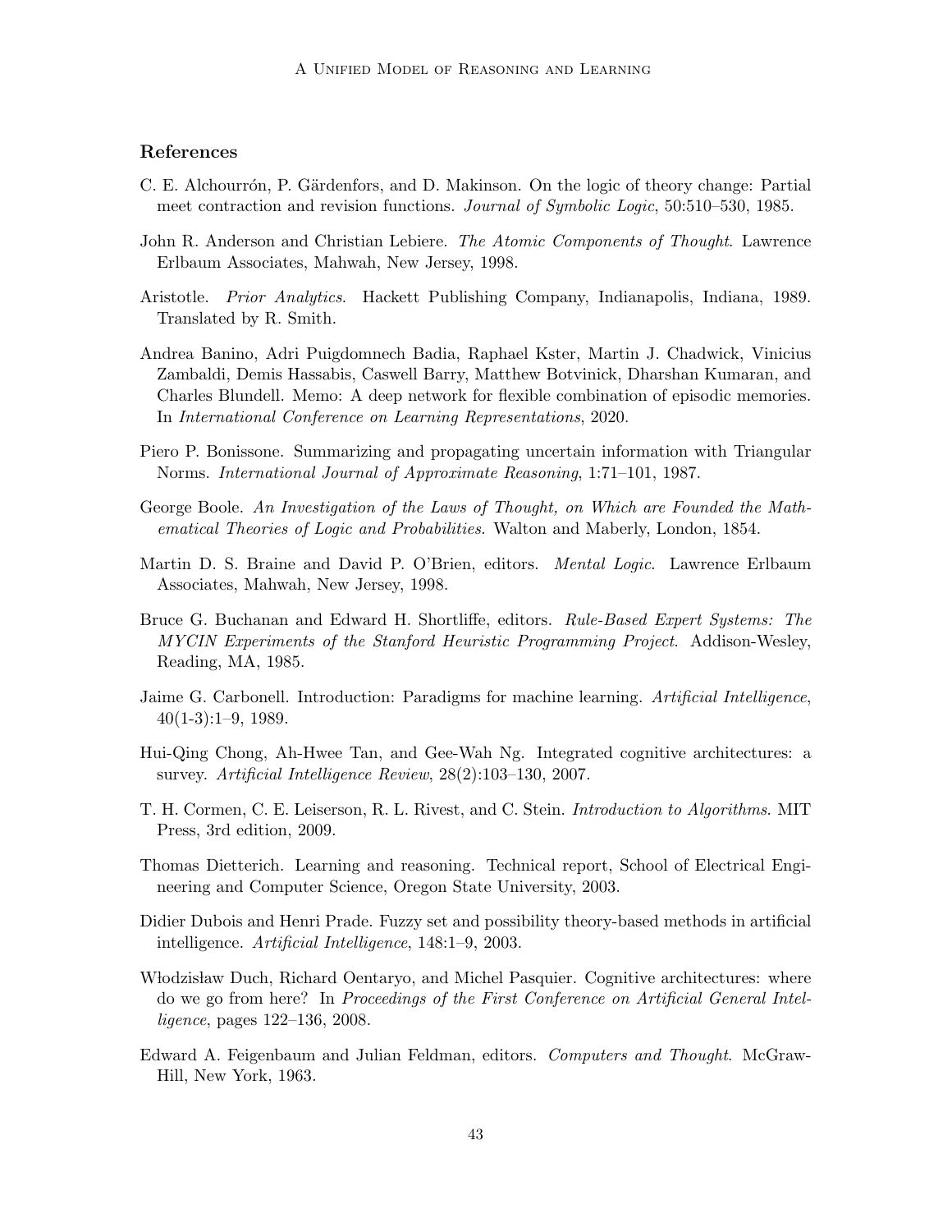## References

C. E. Alchourrón, P. Gärdenfors, and D. Makinson. On the logic of theory change: Partial meet contraction and revision functions. *Journal of Symbolic Logic*, 50:510–530, 1985.

John R. Anderson and Christian Lebiere. *The Atomic Components of Thought*. Lawrence Erlbaum Associates, Mahwah, New Jersey, 1998.

Aristotle. *Prior Analytics*. Hackett Publishing Company, Indianapolis, Indiana, 1989. Translated by R. Smith.

Andrea Banino, Adri Puigdomnech Badia, Raphael Kster, Martin J. Chadwick, Vinicius Zambaldi, Demis Hassabis, Caswell Barry, Matthew Botvinick, Dharshan Kumaran, and Charles Blundell. Memo: A deep network for flexible combination of episodic memories. In *International Conference on Learning Representations*, 2020.

Piero P. Bonissone. Summarizing and propagating uncertain information with Triangular Norms. *International Journal of Approximate Reasoning*, 1:71–101, 1987.

George Boole. *An Investigation of the Laws of Thought, on Which are Founded the Mathematical Theories of Logic and Probabilities*. Walton and Maberly, London, 1854.

Martin D. S. Braine and David P. O'Brien, editors. *Mental Logic*. Lawrence Erlbaum Associates, Mahwah, New Jersey, 1998.

Bruce G. Buchanan and Edward H. Shortliffe, editors. *Rule-Based Expert Systems: The MYCIN Experiments of the Stanford Heuristic Programming Project*. Addison-Wesley, Reading, MA, 1985.

Jaime G. Carbonell. Introduction: Paradigms for machine learning. *Artificial Intelligence*, 40(1-3):1–9, 1989.

Hui-Qing Chong, Ah-Hwee Tan, and Gee-Wah Ng. Integrated cognitive architectures: a survey. *Artificial Intelligence Review*, 28(2):103–130, 2007.

T. H. Cormen, C. E. Leiserson, R. L. Rivest, and C. Stein. *Introduction to Algorithms*. MIT Press, 3rd edition, 2009.

Thomas Dietterich. Learning and reasoning. Technical report, School of Electrical Engineering and Computer Science, Oregon State University, 2003.

Didier Dubois and Henri Prade. Fuzzy set and possibility theory-based methods in artificial intelligence. *Artificial Intelligence*, 148:1–9, 2003.

Włodzisław Duch, Richard Oentaryo, and Michel Pasquier. Cognitive architectures: where do we go from here? In *Proceedings of the First Conference on Artificial General Intelligence*, pages 122–136, 2008.

Edward A. Feigenbaum and Julian Feldman, editors. *Computers and Thought*. McGraw-Hill, New York, 1963.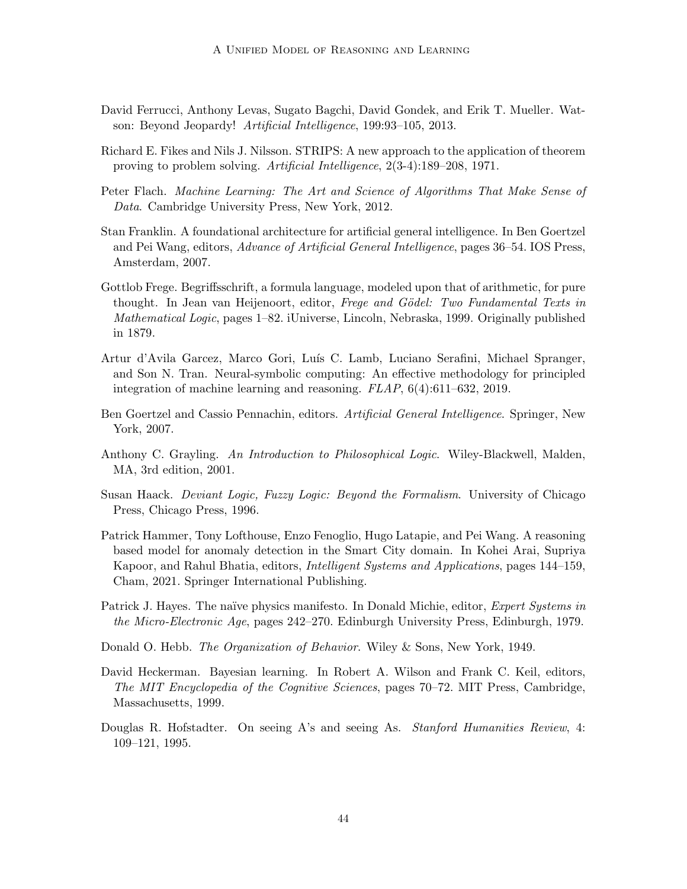David Ferrucci, Anthony Levas, Sugato Bagchi, David Gondek, and Erik T. Mueller. Watson: Beyond Jeopardy! *Artificial Intelligence*, 199:93–105, 2013.

Richard E. Fikes and Nils J. Nilsson. STRIPS: A new approach to the application of theorem proving to problem solving. *Artificial Intelligence*, 2(3-4):189–208, 1971.

Peter Flach. *Machine Learning: The Art and Science of Algorithms That Make Sense of Data*. Cambridge University Press, New York, 2012.

Stan Franklin. A foundational architecture for artificial general intelligence. In Ben Goertzel and Pei Wang, editors, *Advance of Artificial General Intelligence*, pages 36–54. IOS Press, Amsterdam, 2007.

Gottlob Frege. Begriffsschrift, a formula language, modeled upon that of arithmetic, for pure thought. In Jean van Heijenoort, editor, *Frege and Gödel: Two Fundamental Texts in Mathematical Logic*, pages 1–82. iUniverse, Lincoln, Nebraska, 1999. Originally published in 1879.

Artur d'Avila Garcez, Marco Gori, Luís C. Lamb, Luciano Serafini, Michael Spranger, and Son N. Tran. Neural-symbolic computing: An effective methodology for principled integration of machine learning and reasoning. *FLAP*, 6(4):611–632, 2019.

Ben Goertzel and Cassio Pennachin, editors. *Artificial General Intelligence*. Springer, New York, 2007.

Anthony C. Grayling. *An Introduction to Philosophical Logic*. Wiley-Blackwell, Malden, MA, 3rd edition, 2001.

Susan Haack. *Deviant Logic, Fuzzy Logic: Beyond the Formalism*. University of Chicago Press, Chicago Press, 1996.

Patrick Hammer, Tony Lofthouse, Enzo Fenoglio, Hugo Latapie, and Pei Wang. A reasoning based model for anomaly detection in the Smart City domain. In Kohei Arai, Supriya Kapoor, and Rahul Bhatia, editors, *Intelligent Systems and Applications*, pages 144–159, Cham, 2021. Springer International Publishing.

Patrick J. Hayes. The naïve physics manifesto. In Donald Michie, editor, *Expert Systems in the Micro-Electronic Age*, pages 242–270. Edinburgh University Press, Edinburgh, 1979.

Donald O. Hebb. *The Organization of Behavior*. Wiley & Sons, New York, 1949.

David Heckerman. Bayesian learning. In Robert A. Wilson and Frank C. Keil, editors, *The MIT Encyclopedia of the Cognitive Sciences*, pages 70–72. MIT Press, Cambridge, Massachusetts, 1999.

Douglas R. Hofstadter. On seeing A's and seeing As. *Stanford Humanities Review*, 4: 109–121, 1995.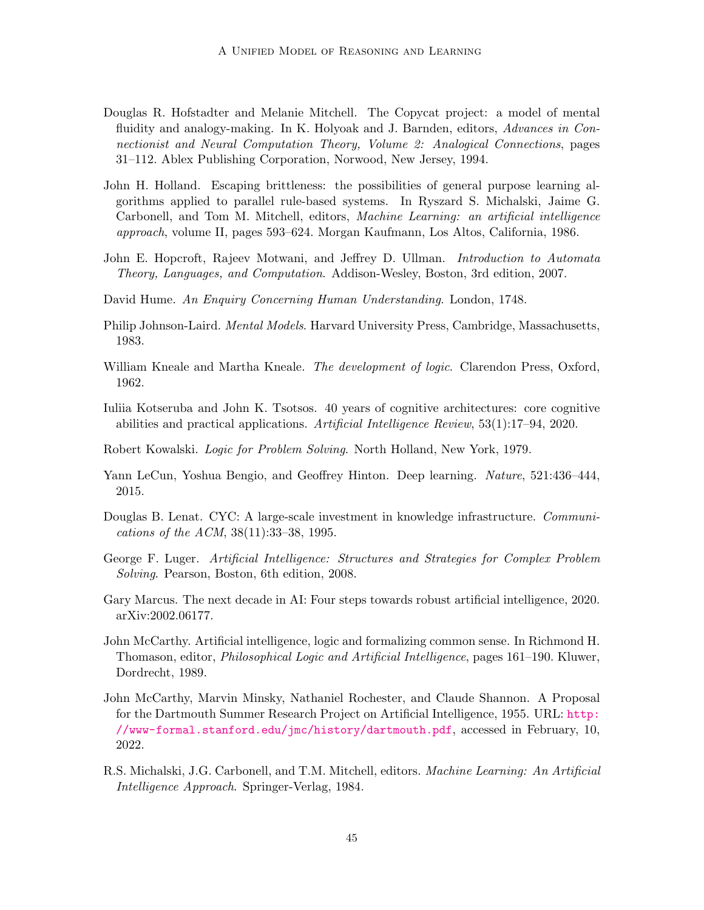Douglas R. Hofstadter and Melanie Mitchell. The Copycat project: a model of mental fluidity and analogy-making. In K. Holyoak and J. Barnden, editors, *Advances in Connectionist and Neural Computation Theory, Volume 2: Analogical Connections*, pages 31–112. Ablex Publishing Corporation, Norwood, New Jersey, 1994.

John H. Holland. Escaping brittleness: the possibilities of general purpose learning algorithms applied to parallel rule-based systems. In Ryszard S. Michalski, Jaime G. Carbonell, and Tom M. Mitchell, editors, *Machine Learning: an artificial intelligence approach*, volume II, pages 593–624. Morgan Kaufmann, Los Altos, California, 1986.

John E. Hopcroft, Rajeev Motwani, and Jeffrey D. Ullman. *Introduction to Automata Theory, Languages, and Computation*. Addison-Wesley, Boston, 3rd edition, 2007.

David Hume. *An Enquiry Concerning Human Understanding*. London, 1748.

Philip Johnson-Laird. *Mental Models*. Harvard University Press, Cambridge, Massachusetts, 1983.

William Kneale and Martha Kneale. *The development of logic*. Clarendon Press, Oxford, 1962.

Iuliia Kotseruba and John K. Tsotsos. 40 years of cognitive architectures: core cognitive abilities and practical applications. *Artificial Intelligence Review*, 53(1):17–94, 2020.

Robert Kowalski. *Logic for Problem Solving*. North Holland, New York, 1979.

Yann LeCun, Yoshua Bengio, and Geoffrey Hinton. Deep learning. *Nature*, 521:436–444, 2015.

Douglas B. Lenat. CYC: A large-scale investment in knowledge infrastructure. *Communications of the ACM*, 38(11):33–38, 1995.

George F. Luger. *Artificial Intelligence: Structures and Strategies for Complex Problem Solving*. Pearson, Boston, 6th edition, 2008.

Gary Marcus. The next decade in AI: Four steps towards robust artificial intelligence, 2020. arXiv:2002.06177.

John McCarthy. Artificial intelligence, logic and formalizing common sense. In Richmond H. Thomason, editor, *Philosophical Logic and Artificial Intelligence*, pages 161–190. Kluwer, Dordrecht, 1989.

John McCarthy, Marvin Minsky, Nathaniel Rochester, and Claude Shannon. A Proposal for the Dartmouth Summer Research Project on Artificial Intelligence, 1955. URL: http://www-formal.stanford.edu/jmc/history/dartmouth.pdf, accessed in February, 10, 2022.

R.S. Michalski, J.G. Carbonell, and T.M. Mitchell, editors. *Machine Learning: An Artificial Intelligence Approach*. Springer-Verlag, 1984.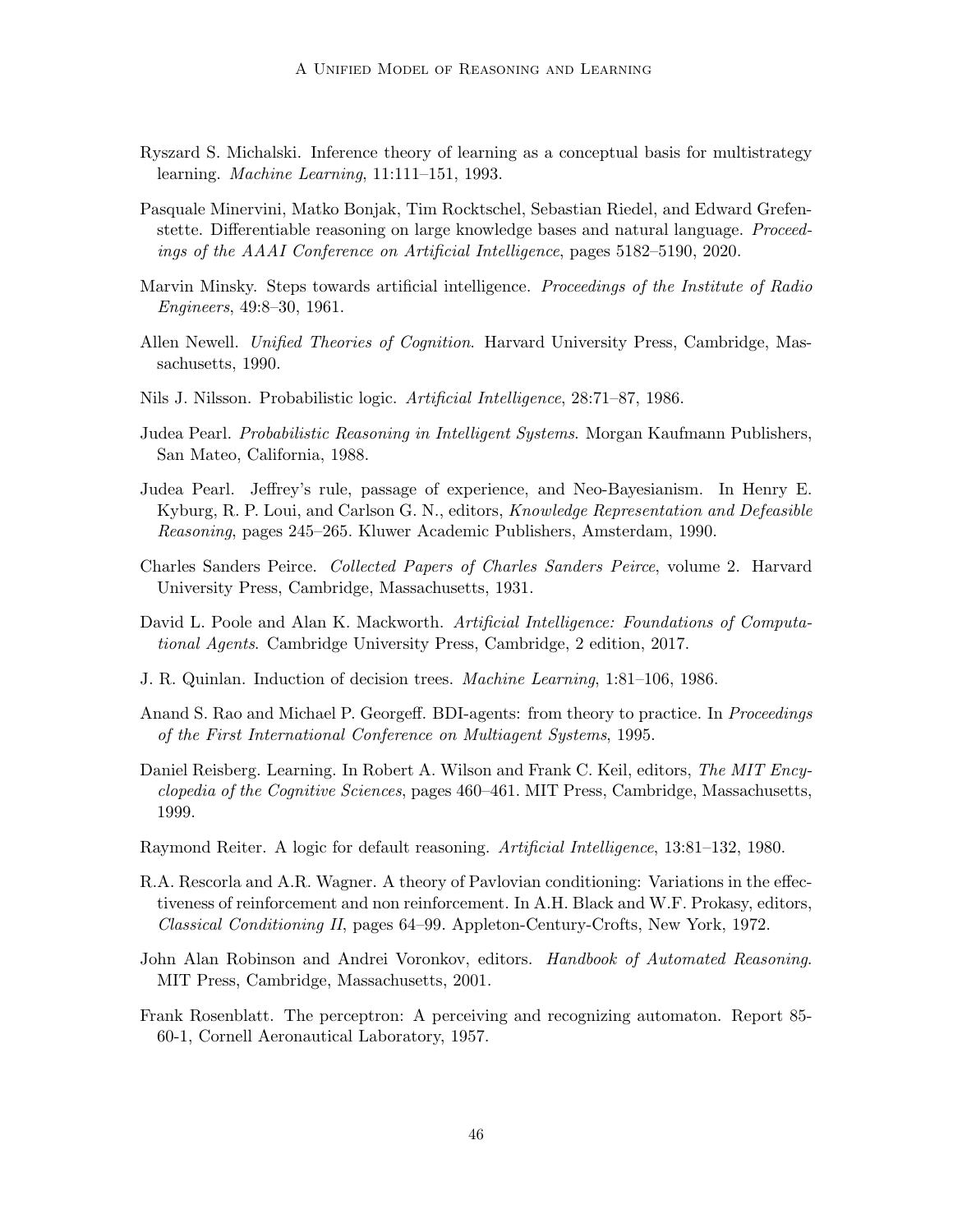Ryszard S. Michalski. Inference theory of learning as a conceptual basis for multistrategy learning. *Machine Learning*, 11:111–151, 1993.

Pasquale Minervini, Matko Bonjak, Tim Rocktschel, Sebastian Riedel, and Edward Grefenstette. Differentiable reasoning on large knowledge bases and natural language. *Proceedings of the AAAI Conference on Artificial Intelligence*, pages 5182–5190, 2020.

Marvin Minsky. Steps towards artificial intelligence. *Proceedings of the Institute of Radio Engineers*, 49:8–30, 1961.

Allen Newell. *Unified Theories of Cognition*. Harvard University Press, Cambridge, Massachusetts, 1990.

Nils J. Nilsson. Probabilistic logic. *Artificial Intelligence*, 28:71–87, 1986.

Judea Pearl. *Probabilistic Reasoning in Intelligent Systems*. Morgan Kaufmann Publishers, San Mateo, California, 1988.

Judea Pearl. Jeffrey's rule, passage of experience, and Neo-Bayesianism. In Henry E. Kyburg, R. P. Loui, and Carlson G. N., editors, *Knowledge Representation and Defeasible Reasoning*, pages 245–265. Kluwer Academic Publishers, Amsterdam, 1990.

Charles Sanders Peirce. *Collected Papers of Charles Sanders Peirce*, volume 2. Harvard University Press, Cambridge, Massachusetts, 1931.

David L. Poole and Alan K. Mackworth. *Artificial Intelligence: Foundations of Computational Agents*. Cambridge University Press, Cambridge, 2 edition, 2017.

J. R. Quinlan. Induction of decision trees. *Machine Learning*, 1:81–106, 1986.

Anand S. Rao and Michael P. Georgeff. BDI-agents: from theory to practice. In *Proceedings of the First International Conference on Multiagent Systems*, 1995.

Daniel Reisberg. Learning. In Robert A. Wilson and Frank C. Keil, editors, *The MIT Encyclopedia of the Cognitive Sciences*, pages 460–461. MIT Press, Cambridge, Massachusetts, 1999.

Raymond Reiter. A logic for default reasoning. *Artificial Intelligence*, 13:81–132, 1980.

R.A. Rescorla and A.R. Wagner. A theory of Pavlovian conditioning: Variations in the effectiveness of reinforcement and non reinforcement. In A.H. Black and W.F. Prokasy, editors, *Classical Conditioning II*, pages 64–99. Appleton-Century-Crofts, New York, 1972.

John Alan Robinson and Andrei Voronkov, editors. *Handbook of Automated Reasoning*. MIT Press, Cambridge, Massachusetts, 2001.

Frank Rosenblatt. The perceptron: A perceiving and recognizing automaton. Report 85-60-1, Cornell Aeronautical Laboratory, 1957.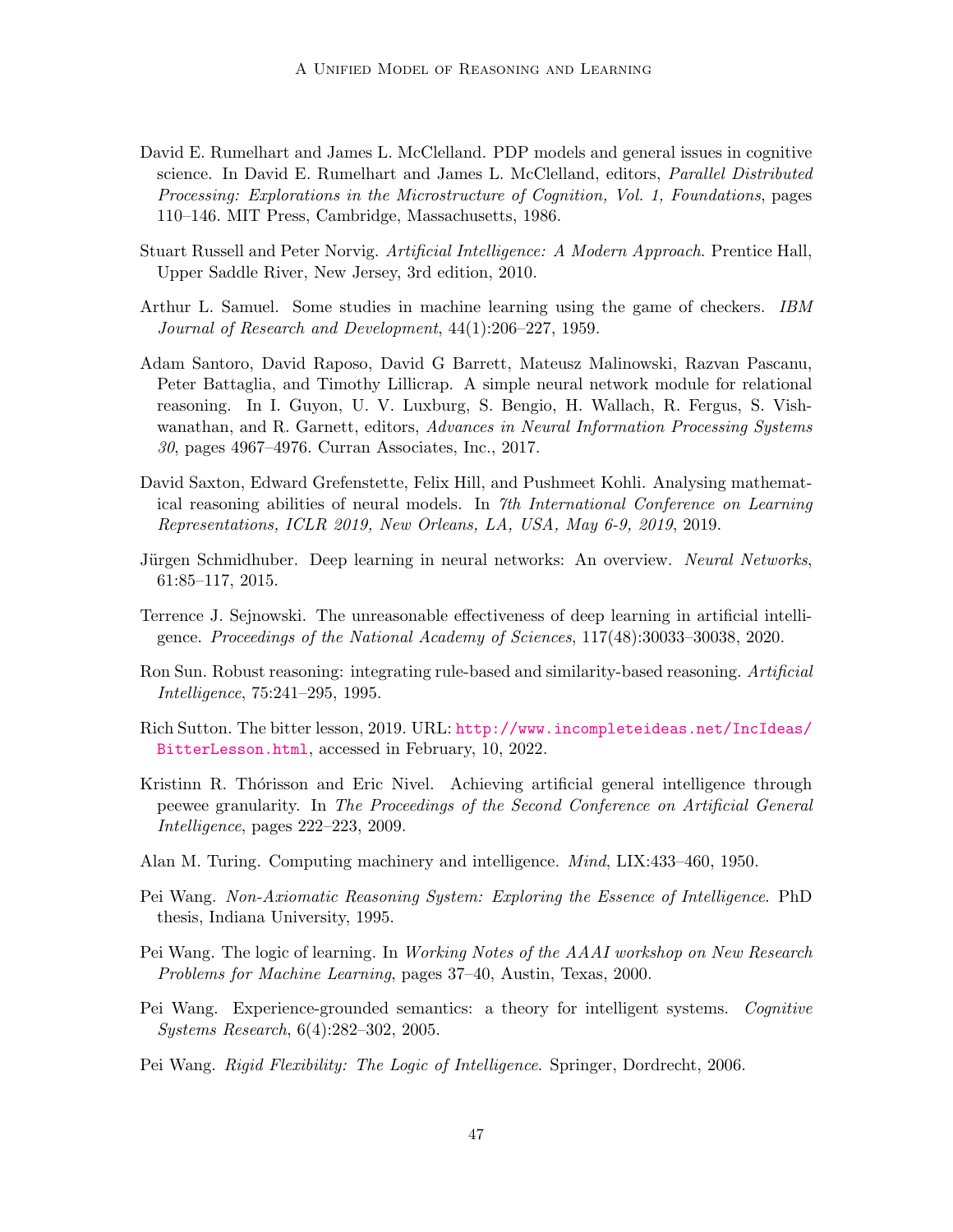David E. Rumelhart and James L. McClelland. PDP models and general issues in cognitive science. In David E. Rumelhart and James L. McClelland, editors, *Parallel Distributed Processing: Explorations in the Microstructure of Cognition, Vol. 1, Foundations*, pages 110–146. MIT Press, Cambridge, Massachusetts, 1986.

Stuart Russell and Peter Norvig. *Artificial Intelligence: A Modern Approach*. Prentice Hall, Upper Saddle River, New Jersey, 3rd edition, 2010.

Arthur L. Samuel. Some studies in machine learning using the game of checkers. *IBM Journal of Research and Development*, 44(1):206–227, 1959.

Adam Santoro, David Raposo, David G Barrett, Mateusz Malinowski, Razvan Pascanu, Peter Battaglia, and Timothy Lillicrap. A simple neural network module for relational reasoning. In I. Guyon, U. V. Luxburg, S. Bengio, H. Wallach, R. Fergus, S. Vishwanathan, and R. Garnett, editors, *Advances in Neural Information Processing Systems 30*, pages 4967–4976. Curran Associates, Inc., 2017.

David Saxton, Edward Grefenstette, Felix Hill, and Pushmeet Kohli. Analysing mathematical reasoning abilities of neural models. In *7th International Conference on Learning Representations, ICLR 2019, New Orleans, LA, USA, May 6-9, 2019*, 2019.

Jürgen Schmidhuber. Deep learning in neural networks: An overview. *Neural Networks*, 61:85–117, 2015.

Terrence J. Sejnowski. The unreasonable effectiveness of deep learning in artificial intelligence. *Proceedings of the National Academy of Sciences*, 117(48):30033–30038, 2020.

Ron Sun. Robust reasoning: integrating rule-based and similarity-based reasoning. *Artificial Intelligence*, 75:241–295, 1995.

Rich Sutton. The bitter lesson, 2019. URL: http://www.incompleteideas.net/IncIdeas/BitterLesson.html, accessed in February, 10, 2022.

Kristinn R. Thórisson and Eric Nivel. Achieving artificial general intelligence through peewee granularity. In *The Proceedings of the Second Conference on Artificial General Intelligence*, pages 222–223, 2009.

Alan M. Turing. Computing machinery and intelligence. *Mind*, LIX:433–460, 1950.

Pei Wang. *Non-Axiomatic Reasoning System: Exploring the Essence of Intelligence*. PhD thesis, Indiana University, 1995.

Pei Wang. The logic of learning. In *Working Notes of the AAAI workshop on New Research Problems for Machine Learning*, pages 37–40, Austin, Texas, 2000.

Pei Wang. Experience-grounded semantics: a theory for intelligent systems. *Cognitive Systems Research*, 6(4):282–302, 2005.

Pei Wang. *Rigid Flexibility: The Logic of Intelligence*. Springer, Dordrecht, 2006.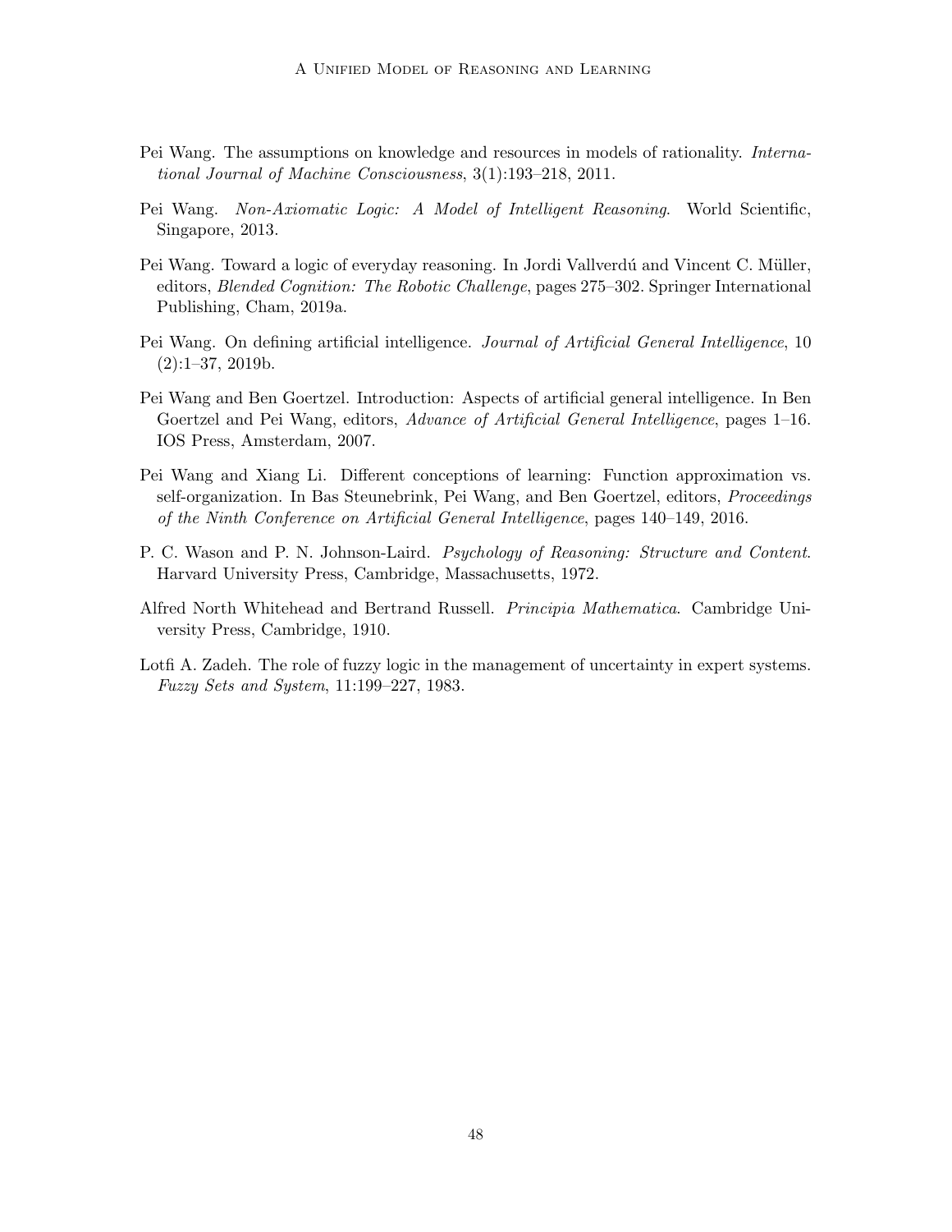Pei Wang. The assumptions on knowledge and resources in models of rationality. *International Journal of Machine Consciousness*, 3(1):193–218, 2011.

Pei Wang. *Non-Axiomatic Logic: A Model of Intelligent Reasoning*. World Scientific, Singapore, 2013.

Pei Wang. Toward a logic of everyday reasoning. In Jordi Vallverdú and Vincent C. Müller, editors, *Blended Cognition: The Robotic Challenge*, pages 275–302. Springer International Publishing, Cham, 2019a.

Pei Wang. On defining artificial intelligence. *Journal of Artificial General Intelligence*, 10 (2):1–37, 2019b.

Pei Wang and Ben Goertzel. Introduction: Aspects of artificial general intelligence. In Ben Goertzel and Pei Wang, editors, *Advance of Artificial General Intelligence*, pages 1–16. IOS Press, Amsterdam, 2007.

Pei Wang and Xiang Li. Different conceptions of learning: Function approximation vs. self-organization. In Bas Steunebrink, Pei Wang, and Ben Goertzel, editors, *Proceedings of the Ninth Conference on Artificial General Intelligence*, pages 140–149, 2016.

P. C. Wason and P. N. Johnson-Laird. *Psychology of Reasoning: Structure and Content*. Harvard University Press, Cambridge, Massachusetts, 1972.

Alfred North Whitehead and Bertrand Russell. *Principia Mathematica*. Cambridge University Press, Cambridge, 1910.

Lotfi A. Zadeh. The role of fuzzy logic in the management of uncertainty in expert systems. *Fuzzy Sets and System*, 11:199–227, 1983.